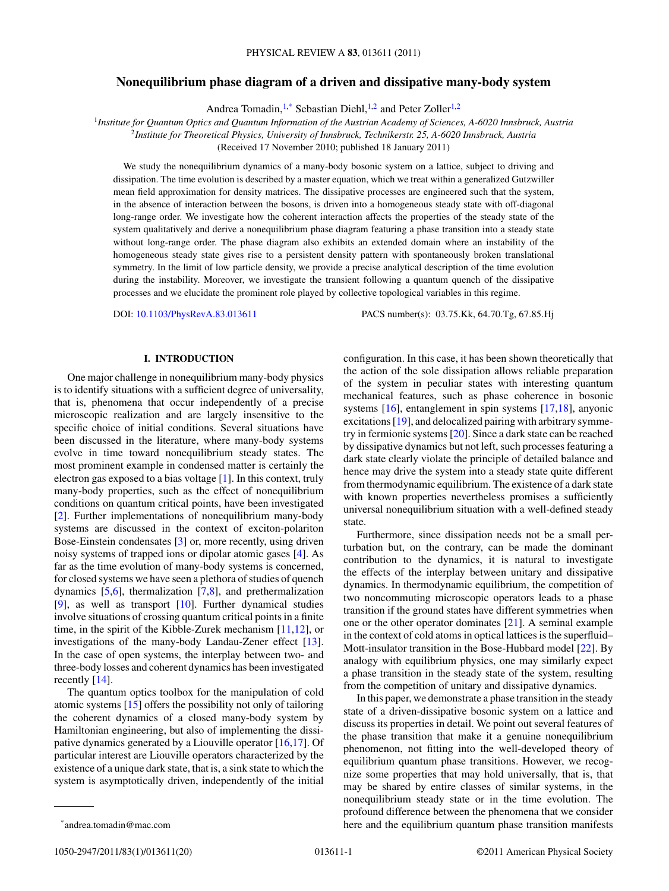# Nonequilibrium phase diagram of a driven and dissipative many-body system

Andrea Tomadin,[1,*] Sebastian Diehl,[1,2] and Peter Zoller[1,2]

[1]*Institute for Quantum Optics and Quantum Information of the Austrian Academy of Sciences, A-6020 Innsbruck, Austria*
[2]*Institute for Theoretical Physics, University of Innsbruck, Technikerstr. 25, A-6020 Innsbruck, Austria*
(Received 17 November 2010; published 18 January 2011)

We study the nonequilibrium dynamics of a many-body bosonic system on a lattice, subject to driving and dissipation. The time evolution is described by a master equation, which we treat within a generalized Gutzwiller mean field approximation for density matrices. The dissipative processes are engineered such that the system, in the absence of interaction between the bosons, is driven into a homogeneous steady state with off-diagonal long-range order. We investigate how the coherent interaction affects the properties of the steady state of the system qualitatively and derive a nonequilibrium phase diagram featuring a phase transition into a steady state without long-range order. The phase diagram also exhibits an extended domain where an instability of the homogeneous steady state gives rise to a persistent density pattern with spontaneously broken translational symmetry. In the limit of low particle density, we provide a precise analytical description of the time evolution during the instability. Moreover, we investigate the transient following a quantum quench of the dissipative processes and we elucidate the prominent role played by collective topological variables in this regime.

DOI: 10.1103/PhysRevA.83.013611 PACS number(s): 03.75.Kk, 64.70.Tg, 67.85.Hj

## I. INTRODUCTION

One major challenge in nonequilibrium many-body physics is to identify situations with a sufficient degree of universality, that is, phenomena that occur independently of a precise microscopic realization and are largely insensitive to the specific choice of initial conditions. Several situations have been discussed in the literature, where many-body systems evolve in time toward nonequilibrium steady states. The most prominent example in condensed matter is certainly the electron gas exposed to a bias voltage [1]. In this context, truly many-body properties, such as the effect of nonequilibrium conditions on quantum critical points, have been investigated [2]. Further implementations of nonequilibrium many-body systems are discussed in the context of exciton-polariton Bose-Einstein condensates [3] or, more recently, using driven noisy systems of trapped ions or dipolar atomic gases [4]. As far as the time evolution of many-body systems is concerned, for closed systems we have seen a plethora of studies of quench dynamics [5,6], thermalization [7,8], and prethermalization [9], as well as transport [10]. Further dynamical studies involve situations of crossing quantum critical points in a finite time, in the spirit of the Kibble-Zurek mechanism [11,12], or investigations of the many-body Landau-Zener effect [13]. In the case of open systems, the interplay between two- and three-body losses and coherent dynamics has been investigated recently [14].

The quantum optics toolbox for the manipulation of cold atomic systems [15] offers the possibility not only of tailoring the coherent dynamics of a closed many-body system by Hamiltonian engineering, but also of implementing the dissipative dynamics generated by a Liouville operator [16,17]. Of particular interest are Liouville operators characterized by the existence of a unique dark state, that is, a sink state to which the system is asymptotically driven, independently of the initial configuration. In this case, it has been shown theoretically that the action of the sole dissipation allows reliable preparation of the system in peculiar states with interesting quantum mechanical features, such as phase coherence in bosonic systems [16], entanglement in spin systems [17,18], anyonic excitations [19], and delocalized pairing with arbitrary symmetry in fermionic systems [20]. Since a dark state can be reached by dissipative dynamics but not left, such processes featuring a dark state clearly violate the principle of detailed balance and hence may drive the system into a steady state quite different from thermodynamic equilibrium. The existence of a dark state with known properties nevertheless promises a sufficiently universal nonequilibrium situation with a well-defined steady state.

Furthermore, since dissipation needs not be a small perturbation but, on the contrary, can be made the dominant contribution to the dynamics, it is natural to investigate the effects of the interplay between unitary and dissipative dynamics. In thermodynamic equilibrium, the competition of two noncommuting microscopic operators leads to a phase transition if the ground states have different symmetries when one or the other operator dominates [21]. A seminal example in the context of cold atoms in optical lattices is the superfluid–Mott-insulator transition in the Bose-Hubbard model [22]. By analogy with equilibrium physics, one may similarly expect a phase transition in the steady state of the system, resulting from the competition of unitary and dissipative dynamics.

In this paper, we demonstrate a phase transition in the steady state of a driven-dissipative bosonic system on a lattice and discuss its properties in detail. We point out several features of the phase transition that make it a genuine nonequilibrium phenomenon, not fitting into the well-developed theory of equilibrium quantum phase transitions. However, we recognize some properties that may hold universally, that is, that may be shared by entire classes of similar systems, in the nonequilibrium steady state or in the time evolution. The profound difference between the phenomena that we consider here and the equilibrium quantum phase transition manifests

*andrea.tomadin@mac.com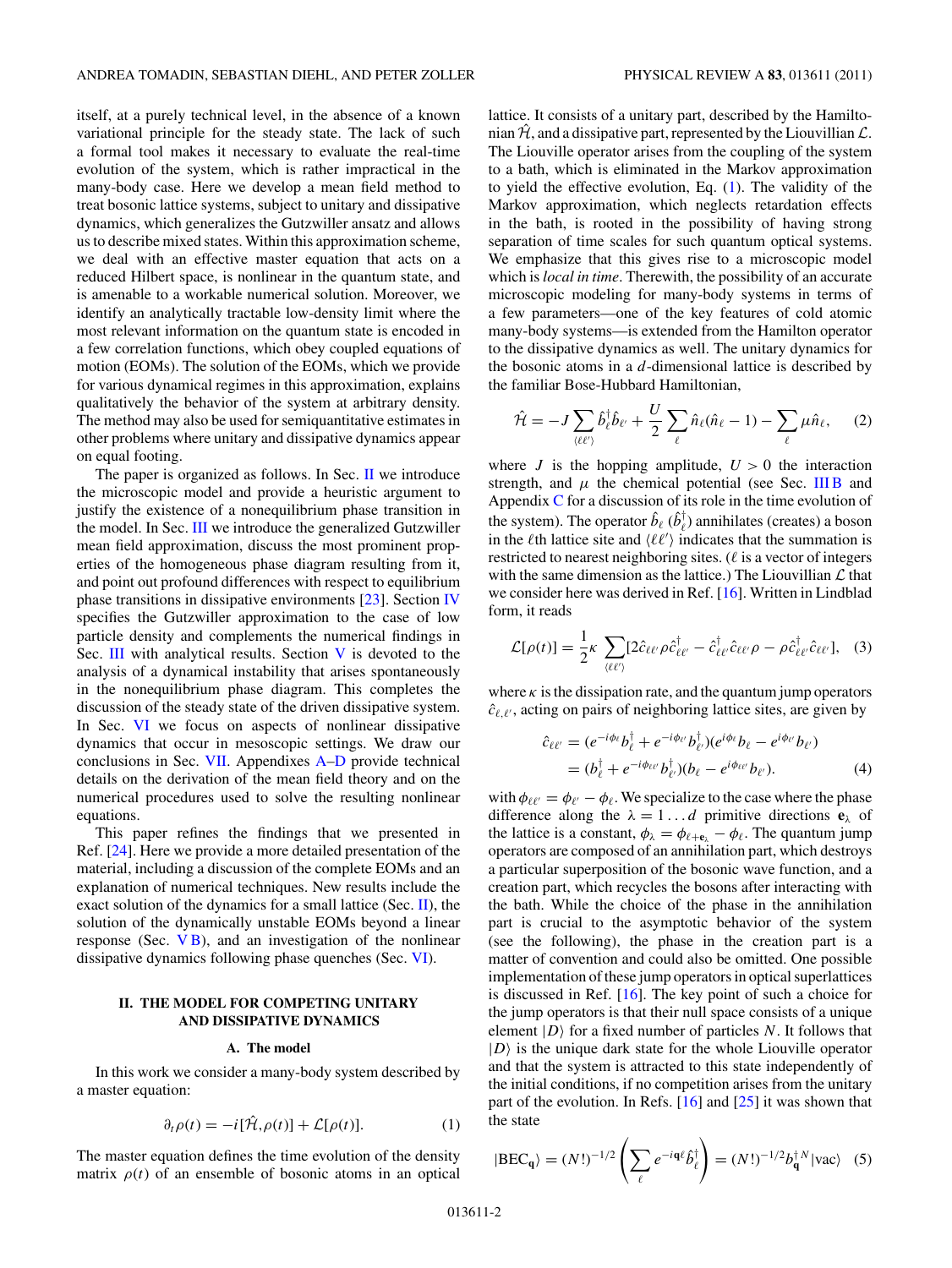itself, at a purely technical level, in the absence of a known variational principle for the steady state. The lack of such a formal tool makes it necessary to evaluate the real-time evolution of the system, which is rather impractical in the many-body case. Here we develop a mean field method to treat bosonic lattice systems, subject to unitary and dissipative dynamics, which generalizes the Gutzwiller ansatz and allows us to describe mixed states. Within this approximation scheme, we deal with an effective master equation that acts on a reduced Hilbert space, is nonlinear in the quantum state, and is amenable to a workable numerical solution. Moreover, we identify an analytically tractable low-density limit where the most relevant information on the quantum state is encoded in a few correlation functions, which obey coupled equations of motion (EOMs). The solution of the EOMs, which we provide for various dynamical regimes in this approximation, explains qualitatively the behavior of the system at arbitrary density. The method may also be used for semiquantitative estimates in other problems where unitary and dissipative dynamics appear on equal footing.

The paper is organized as follows. In Sec. II we introduce the microscopic model and provide a heuristic argument to justify the existence of a nonequilibrium phase transition in the model. In Sec. III we introduce the generalized Gutzwiller mean field approximation, discuss the most prominent properties of the homogeneous phase diagram resulting from it, and point out profound differences with respect to equilibrium phase transitions in dissipative environments [23]. Section IV specifies the Gutzwiller approximation to the case of low particle density and complements the numerical findings in Sec. III with analytical results. Section V is devoted to the analysis of a dynamical instability that arises spontaneously in the nonequilibrium phase diagram. This completes the discussion of the steady state of the driven dissipative system. In Sec. VI we focus on aspects of nonlinear dissipative dynamics that occur in mesoscopic settings. We draw our conclusions in Sec. VII. Appendixes A–D provide technical details on the derivation of the mean field theory and on the numerical procedures used to solve the resulting nonlinear equations.

This paper refines the findings that we presented in Ref. [24]. Here we provide a more detailed presentation of the material, including a discussion of the complete EOMs and an explanation of numerical techniques. New results include the exact solution of the dynamics for a small lattice (Sec. II), the solution of the dynamically unstable EOMs beyond a linear response (Sec. V B), and an investigation of the nonlinear dissipative dynamics following phase quenches (Sec. VI).

## II. THE MODEL FOR COMPETING UNITARY AND DISSIPATIVE DYNAMICS

### A. The model

In this work we consider a many-body system described by a master equation:

$$\partial_t \rho(t) = -i[\hat{\mathcal{H}}, \rho(t)] + \mathcal{L}[\rho(t)]. \tag{1}$$

The master equation defines the time evolution of the density matrix $\rho(t)$ of an ensemble of bosonic atoms in an optical lattice. It consists of a unitary part, described by the Hamiltonian $\hat{\mathcal{H}}$, and a dissipative part, represented by the Liouvillian $\mathcal{L}$. The Liouville operator arises from the coupling of the system to a bath, which is eliminated in the Markov approximation to yield the effective evolution, Eq. (1). The validity of the Markov approximation, which neglects retardation effects in the bath, is rooted in the possibility of having strong separation of time scales for such quantum optical systems. We emphasize that this gives rise to a microscopic model which is *local in time*. Therewith, the possibility of an accurate microscopic modeling for many-body systems in terms of a few parameters—one of the key features of cold atomic many-body systems—is extended from the Hamilton operator to the dissipative dynamics as well. The unitary dynamics for the bosonic atoms in a $d$-dimensional lattice is described by the familiar Bose-Hubbard Hamiltonian,

$$\hat{\mathcal{H}} = -J \sum_{\langle \ell\ell' \rangle} \hat{b}_\ell^\dagger \hat{b}_{\ell'} + \frac{U}{2} \sum_\ell \hat{n}_\ell(\hat{n}_\ell - 1) - \sum_\ell \mu \hat{n}_\ell, \tag{2}$$

where $J$ is the hopping amplitude, $U > 0$ the interaction strength, and $\mu$ the chemical potential (see Sec. III B and Appendix C for a discussion of its role in the time evolution of the system). The operator $\hat{b}_\ell$ ($\hat{b}_\ell^\dagger$) annihilates (creates) a boson in the $\ell$th lattice site and $\langle \ell\ell' \rangle$ indicates that the summation is restricted to nearest neighboring sites. ($\ell$ is a vector of integers with the same dimension as the lattice.) The Liouvillian $\mathcal{L}$ that we consider here was derived in Ref. [16]. Written in Lindblad form, it reads

$$\mathcal{L}[\rho(t)] = \frac{1}{2}\kappa \sum_{\langle \ell\ell' \rangle} [2\hat{c}_{\ell\ell'} \rho \hat{c}_{\ell\ell'}^\dagger - \hat{c}_{\ell\ell'}^\dagger \hat{c}_{\ell\ell'} \rho - \rho \hat{c}_{\ell\ell'}^\dagger \hat{c}_{\ell\ell'}], \tag{3}$$

where $\kappa$ is the dissipation rate, and the quantum jump operators $\hat{c}_{\ell,\ell'}$, acting on pairs of neighboring lattice sites, are given by

$$\begin{aligned}\hat{c}_{\ell\ell'} &= (e^{-i\phi_\ell} b_\ell^\dagger + e^{-i\phi_{\ell'}} b_{\ell'}^\dagger)(e^{i\phi_\ell} b_\ell - e^{i\phi_{\ell'}} b_{\ell'}) \\ &= (b_\ell^\dagger + e^{-i\phi_{\ell\ell'}} b_{\ell'}^\dagger)(b_\ell - e^{i\phi_{\ell\ell'}} b_{\ell'}).\end{aligned} \tag{4}$$

with $\phi_{\ell\ell'} = \phi_{\ell'} - \phi_\ell$. We specialize to the case where the phase difference along the $\lambda = 1 \ldots d$ primitive directions $\mathbf{e}_\lambda$ of the lattice is a constant, $\phi_\lambda = \phi_{\ell+\mathbf{e}_\lambda} - \phi_\ell$. The quantum jump operators are composed of an annihilation part, which destroys a particular superposition of the bosonic wave function, and a creation part, which recycles the bosons after interacting with the bath. While the choice of the phase in the annihilation part is crucial to the asymptotic behavior of the system (see the following), the phase in the creation part is a matter of convention and could also be omitted. One possible implementation of these jump operators in optical superlattices is discussed in Ref. [16]. The key point of such a choice for the jump operators is that their null space consists of a unique element $|D\rangle$ for a fixed number of particles $N$. It follows that $|D\rangle$ is the unique dark state for the whole Liouville operator and that the system is attracted to this state independently of the initial conditions, if no competition arises from the unitary part of the evolution. In Refs. [16] and [25] it was shown that the state

$$|\mathrm{BEC}_\mathbf{q}\rangle = (N!)^{-1/2} \left( \sum_\ell e^{-i\mathbf{q}\ell} \hat{b}_\ell^\dagger \right) = (N!)^{-1/2} b_\mathbf{q}^{\dagger\, N} |\mathrm{vac}\rangle \tag{5}$$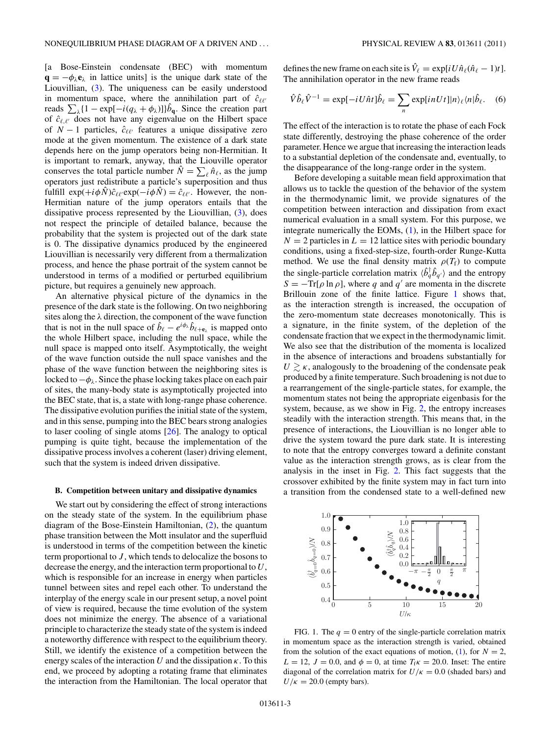[a Bose-Einstein condensate (BEC) with momentum $\mathbf{q} = -\phi_\lambda \mathbf{e}_\lambda$ in lattice units] is the unique dark state of the Liouvillian, (3). The uniqueness can be easily understood in momentum space, where the annihilation part of $\hat{c}_{\ell\ell'}$ reads $\sum_\lambda \{1 - \exp[-i(q_\lambda + \phi_\lambda)]\}\hat{b}_{\mathbf{q}}$. Since the creation part of $\hat{c}_{\ell,\ell'}$ does not have any eigenvalue on the Hilbert space of $N-1$ particles, $\hat{c}_{\ell\ell'}$ features a unique dissipative zero mode at the given momentum. The existence of a dark state depends here on the jump operators being non-Hermitian. It is important to remark, anyway, that the Liouville operator conserves the total particle number $\hat{N} = \sum_\ell \hat{n}_\ell$, as the jump operators just redistribute a particle's superposition and thus fulfill $\exp(+i\phi\hat{N})\hat{c}_{\ell\ell'}\exp(-i\phi\hat{N}) = \hat{c}_{\ell\ell'}$. However, the non-Hermitian nature of the jump operators entails that the dissipative process represented by the Liouvillian, (3), does not respect the principle of detailed balance, because the probability that the system is projected out of the dark state is 0. The dissipative dynamics produced by the engineered Liouvillian is necessarily very different from a thermalization process, and hence the phase portrait of the system cannot be understood in terms of a modified or perturbed equilibrium picture, but requires a genuinely new approach.

An alternative physical picture of the dynamics in the presence of the dark state is the following. On two neighboring sites along the $\lambda$ direction, the component of the wave function that is not in the null space of $\hat{b}_\ell - e^{i\phi_\lambda}\hat{b}_{\ell+\mathbf{e}_\lambda}$ is mapped onto the whole Hilbert space, including the null space, while the null space is mapped onto itself. Asymptotically, the weight of the wave function outside the null space vanishes and the phase of the wave function between the neighboring sites is locked to $-\phi_\lambda$. Since the phase locking takes place on each pair of sites, the many-body state is asymptotically projected into the BEC state, that is, a state with long-range phase coherence. The dissipative evolution purifies the initial state of the system, and in this sense, pumping into the BEC bears strong analogies to laser cooling of single atoms [26]. The analogy to optical pumping is quite tight, because the implementation of the dissipative process involves a coherent (laser) driving element, such that the system is indeed driven dissipative.

### B. Competition between unitary and dissipative dynamics

We start out by considering the effect of strong interactions on the steady state of the system. In the equilibrium phase diagram of the Bose-Einstein Hamiltonian, (2), the quantum phase transition between the Mott insulator and the superfluid is understood in terms of the competition between the kinetic term proportional to $J$, which tends to delocalize the bosons to decrease the energy, and the interaction term proportional to $U$, which is responsible for an increase in energy when particles tunnel between sites and repel each other. To understand the interplay of the energy scale in our present setup, a novel point of view is required, because the time evolution of the system does not minimize the energy. The absence of a variational principle to characterize the steady state of the system is indeed a noteworthy difference with respect to the equilibrium theory. Still, we identify the existence of a competition between the energy scales of the interaction $U$ and the dissipation $\kappa$. To this end, we proceed by adopting a rotating frame that eliminates the interaction from the Hamiltonian. The local operator that defines the new frame on each site is $\hat{V}_\ell = \exp[iU\hat{n}_\ell(\hat{n}_\ell - 1)t]$. The annihilation operator in the new frame reads

$$\hat{V}\hat{b}_\ell\hat{V}^{-1} = \exp[-iU\hat{n}t]\hat{b}_\ell = \sum_n \exp[inUt]|n\rangle_\ell\langle n|\hat{b}_\ell. \quad (6)$$

The effect of the interaction is to rotate the phase of each Fock state differently, destroying the phase coherence of the order parameter. Hence we argue that increasing the interaction leads to a substantial depletion of the condensate and, eventually, to the disappearance of the long-range order in the system.

Before developing a suitable mean field approximation that allows us to tackle the question of the behavior of the system in the thermodynamic limit, we provide signatures of the competition between interaction and dissipation from exact numerical evaluation in a small system. For this purpose, we integrate numerically the EOMs, (1), in the Hilbert space for $N = 2$ particles in $L = 12$ lattice sites with periodic boundary conditions, using a fixed-step-size, fourth-order Runge-Kutta method. We use the final density matrix $\rho(T_f)$ to compute the single-particle correlation matrix $\langle\hat{b}_q^\dagger\hat{b}_{q'}\rangle$ and the entropy $S = -\mathrm{Tr}[\rho\ln\rho]$, where $q$ and $q'$ are momenta in the discrete Brillouin zone of the finite lattice. Figure 1 shows that, as the interaction strength is increased, the occupation of the zero-momentum state decreases monotonically. This is a signature, in the finite system, of the depletion of the condensate fraction that we expect in the thermodynamic limit. We also see that the distribution of the momenta is localized in the absence of interactions and broadens substantially for $U \gtrsim \kappa$, analogously to the broadening of the condensate peak produced by a finite temperature. Such broadening is not due to a rearrangement of the single-particle states, for example, the momentum states not being the appropriate eigenbasis for the system, because, as we show in Fig. 2, the entropy increases steadily with the interaction strength. This means that, in the presence of interactions, the Liouvillian is no longer able to drive the system toward the pure dark state. It is interesting to note that the entropy converges toward a definite constant value as the interaction strength grows, as is clear from the analysis in the inset in Fig. 2. This fact suggests that the crossover exhibited by the finite system may in fact turn into a transition from the condensed state to a well-defined new

FIG. 1. The $q = 0$ entry of the single-particle correlation matrix in momentum space as the interaction strength is varied, obtained from the solution of the exact equations of motion, (1), for $N = 2$, $L = 12$, $J = 0.0$, and $\phi = 0$, at time $T_f\kappa = 20.0$. Inset: The entire diagonal of the correlation matrix for $U/\kappa = 0.0$ (shaded bars) and $U/\kappa = 20.0$ (empty bars).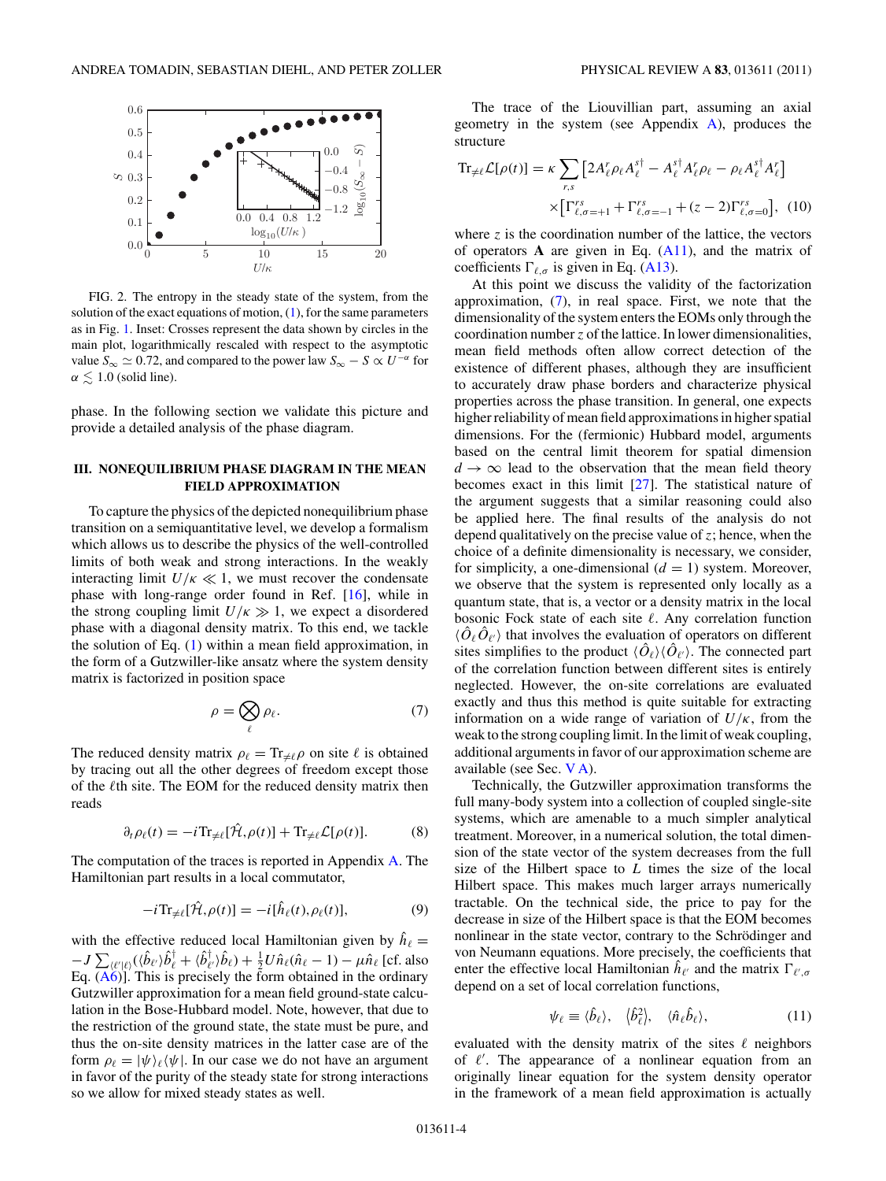FIG. 2. The entropy in the steady state of the system, from the solution of the exact equations of motion, (1), for the same parameters as in Fig. 1. Inset: Crosses represent the data shown by circles in the main plot, logarithmically rescaled with respect to the asymptotic value $S_\infty \simeq 0.72$, and compared to the power law $S_\infty - S \propto U^{-\alpha}$ for $\alpha \lesssim 1.0$ (solid line).

phase. In the following section we validate this picture and provide a detailed analysis of the phase diagram.

## III. NONEQUILIBRIUM PHASE DIAGRAM IN THE MEAN FIELD APPROXIMATION

To capture the physics of the depicted nonequilibrium phase transition on a semiquantitative level, we develop a formalism which allows us to describe the physics of the well-controlled limits of both weak and strong interactions. In the weakly interacting limit $U/\kappa \ll 1$, we must recover the condensate phase with long-range order found in Ref. [16], while in the strong coupling limit $U/\kappa \gg 1$, we expect a disordered phase with a diagonal density matrix. To this end, we tackle the solution of Eq. (1) within a mean field approximation, in the form of a Gutzwiller-like ansatz where the system density matrix is factorized in position space

$$\rho = \bigotimes_\ell \rho_\ell. \tag{7}$$

The reduced density matrix $\rho_\ell = \mathrm{Tr}_{\neq \ell}\rho$ on site $\ell$ is obtained by tracing out all the other degrees of freedom except those of the $\ell$th site. The EOM for the reduced density matrix then reads

$$\partial_t \rho_\ell(t) = -i\mathrm{Tr}_{\neq\ell}[\hat{\mathcal{H}}, \rho(t)] + \mathrm{Tr}_{\neq\ell}\mathcal{L}[\rho(t)]. \tag{8}$$

The computation of the traces is reported in Appendix A. The Hamiltonian part results in a local commutator,

$$-i\mathrm{Tr}_{\neq\ell}[\hat{\mathcal{H}}, \rho(t)] = -i[\hat{h}_\ell(t), \rho_\ell(t)], \tag{9}$$

with the effective reduced local Hamiltonian given by $\hat{h}_\ell = -J\sum_{\langle\ell'|\ell\rangle}(\langle\hat{b}_{\ell'}\rangle\hat{b}^\dagger_\ell + \langle\hat{b}^\dagger_{\ell'}\rangle\hat{b}_\ell) + \frac{1}{2}U\hat{n}_\ell(\hat{n}_\ell - 1) - \mu\hat{n}_\ell$ [cf. also Eq. (A6)]. This is precisely the form obtained in the ordinary Gutzwiller approximation for a mean field ground-state calculation in the Bose-Hubbard model. Note, however, that due to the restriction of the ground state, the state must be pure, and thus the on-site density matrices in the latter case are of the form $\rho_\ell = |\psi\rangle_\ell\langle\psi|$. In our case we do not have an argument in favor of the purity of the steady state for strong interactions so we allow for mixed steady states as well.

The trace of the Liouvillian part, assuming an axial geometry in the system (see Appendix A), produces the structure

$$\mathrm{Tr}_{\neq\ell}\mathcal{L}[\rho(t)] = \kappa\sum_{r,s}\left[2A^r_\ell\rho_\ell A^{s\dagger}_\ell - A^{s\dagger}_\ell A^r_\ell\rho_\ell - \rho_\ell A^{s\dagger}_\ell A^r_\ell\right]$$
$$\times\left[\Gamma^{rs}_{\ell,\sigma=+1} + \Gamma^{rs}_{\ell,\sigma=-1} + (z-2)\Gamma^{rs}_{\ell,\sigma=0}\right], \tag{10}$$

where $z$ is the coordination number of the lattice, the vectors of operators $\mathbf{A}$ are given in Eq. (A11), and the matrix of coefficients $\Gamma_{\ell,\sigma}$ is given in Eq. (A13).

At this point we discuss the validity of the factorization approximation, (7), in real space. First, we note that the dimensionality of the system enters the EOMs only through the coordination number $z$ of the lattice. In lower dimensionalities, mean field methods often allow correct detection of the existence of different phases, although they are insufficient to accurately draw phase borders and characterize physical properties across the phase transition. In general, one expects higher reliability of mean field approximations in higher spatial dimensions. For the (fermionic) Hubbard model, arguments based on the central limit theorem for spatial dimension $d \to \infty$ lead to the observation that the mean field theory becomes exact in this limit [27]. The statistical nature of the argument suggests that a similar reasoning could also be applied here. The final results of the analysis do not depend qualitatively on the precise value of $z$; hence, when the choice of a definite dimensionality is necessary, we consider, for simplicity, a one-dimensional ($d = 1$) system. Moreover, we observe that the system is represented only locally as a quantum state, that is, a vector or a density matrix in the local bosonic Fock state of each site $\ell$. Any correlation function $\langle\hat{O}_\ell\hat{O}_{\ell'}\rangle$ that involves the evaluation of operators on different sites simplifies to the product $\langle\hat{O}_\ell\rangle\langle\hat{O}_{\ell'}\rangle$. The connected part of the correlation function between different sites is entirely neglected. However, the on-site correlations are evaluated exactly and thus this method is quite suitable for extracting information on a wide range of variation of $U/\kappa$, from the weak to the strong coupling limit. In the limit of weak coupling, additional arguments in favor of our approximation scheme are available (see Sec. V A).

Technically, the Gutzwiller approximation transforms the full many-body system into a collection of coupled single-site systems, which are amenable to a much simpler analytical treatment. Moreover, in a numerical solution, the total dimension of the state vector of the system decreases from the full size of the Hilbert space to $L$ times the size of the local Hilbert space. This makes much larger arrays numerically tractable. On the technical side, the price to pay for the decrease in size of the Hilbert space is that the EOM becomes nonlinear in the state vector, contrary to the Schrödinger and von Neumann equations. More precisely, the coefficients that enter the effective local Hamiltonian $\hat{h}_{\ell'}$ and the matrix $\Gamma_{\ell',\sigma}$ depend on a set of local correlation functions,

$$\psi_\ell \equiv \langle\hat{b}_\ell\rangle, \quad \langle\hat{b}^2_\ell\rangle, \quad \langle\hat{n}_\ell\hat{b}_\ell\rangle, \tag{11}$$

evaluated with the density matrix of the sites $\ell$ neighbors of $\ell'$. The appearance of a nonlinear equation from an originally linear equation for the system density operator in the framework of a mean field approximation is actually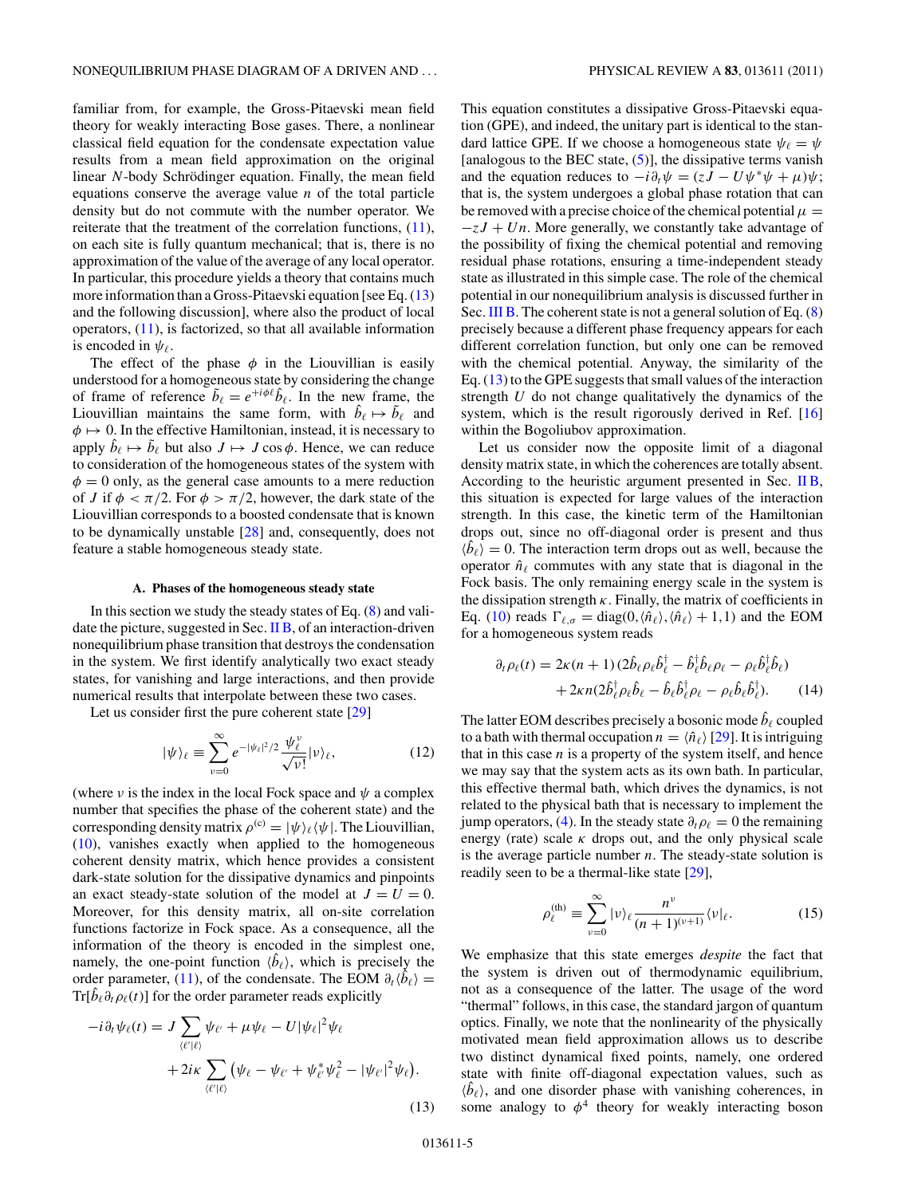familiar from, for example, the Gross-Pitaevski mean field theory for weakly interacting Bose gases. There, a nonlinear classical field equation for the condensate expectation value results from a mean field approximation on the original linear $N$-body Schrödinger equation. Finally, the mean field equations conserve the average value $n$ of the total particle density but do not commute with the number operator. We reiterate that the treatment of the correlation functions, (11), on each site is fully quantum mechanical; that is, there is no approximation of the value of the average of any local operator. In particular, this procedure yields a theory that contains much more information than a Gross-Pitaevski equation [see Eq. (13) and the following discussion], where also the product of local operators, (11), is factorized, so that all available information is encoded in $\psi_\ell$.

The effect of the phase $\phi$ in the Liouvillian is easily understood for a homogeneous state by considering the change of frame of reference $\tilde{b}_\ell = e^{+i\phi\ell}\hat{b}_\ell$. In the new frame, the Liouvillian maintains the same form, with $\hat{b}_\ell \mapsto \tilde{b}_\ell$ and $\phi \mapsto 0$. In the effective Hamiltonian, instead, it is necessary to apply $\hat{b}_\ell \mapsto \tilde{b}_\ell$ but also $J \mapsto J\cos\phi$. Hence, we can reduce to consideration of the homogeneous states of the system with $\phi = 0$ only, as the general case amounts to a mere reduction of $J$ if $\phi < \pi/2$. For $\phi > \pi/2$, however, the dark state of the Liouvillian corresponds to a boosted condensate that is known to be dynamically unstable [28] and, consequently, does not feature a stable homogeneous steady state.

### A. Phases of the homogeneous steady state

In this section we study the steady states of Eq. (8) and validate the picture, suggested in Sec. II B, of an interaction-driven nonequilibrium phase transition that destroys the condensation in the system. We first identify analytically two exact steady states, for vanishing and large interactions, and then provide numerical results that interpolate between these two cases.

Let us consider first the pure coherent state [29]

$$|\psi\rangle_\ell \equiv \sum_{\nu=0}^{\infty} e^{-|\psi_\ell|^2/2}\frac{\psi_\ell^\nu}{\sqrt{\nu!}}|\nu\rangle_\ell, \tag{12}$$

(where $\nu$ is the index in the local Fock space and $\psi$ a complex number that specifies the phase of the coherent state) and the corresponding density matrix $\rho^{(c)} = |\psi\rangle_\ell\langle\psi|$. The Liouvillian, (10), vanishes exactly when applied to the homogeneous coherent density matrix, which hence provides a consistent dark-state solution for the dissipative dynamics and pinpoints an exact steady-state solution of the model at $J = U = 0$. Moreover, for this density matrix, all on-site correlation functions factorize in Fock space. As a consequence, all the information of the theory is encoded in the simplest one, namely, the one-point function $\langle\hat{b}_\ell\rangle$, which is precisely the order parameter, (11), of the condensate. The EOM $\partial_t\langle\hat{b}_\ell\rangle = \mathrm{Tr}[\hat{b}_\ell\partial_t\rho_\ell(t)]$ for the order parameter reads explicitly

$$\begin{aligned}-i\partial_t\psi_\ell(t) = J\sum_{\langle\ell'|\ell\rangle}\psi_{\ell'} + \mu\psi_\ell - U|\psi_\ell|^2\psi_\ell \\ + 2i\kappa\sum_{\langle\ell'|\ell\rangle}\left(\psi_\ell - \psi_{\ell'} + \psi_{\ell'}^*\psi_\ell^2 - |\psi_{\ell'}|^2\psi_\ell\right).\end{aligned} \tag{13}$$

This equation constitutes a dissipative Gross-Pitaevski equation (GPE), and indeed, the unitary part is identical to the standard lattice GPE. If we choose a homogeneous state $\psi_\ell = \psi$ [analogous to the BEC state, (5)], the dissipative terms vanish and the equation reduces to $-i\partial_t\psi = (zJ - U\psi^*\psi + \mu)\psi$; that is, the system undergoes a global phase rotation that can be removed with a precise choice of the chemical potential $\mu = -zJ + Un$. More generally, we constantly take advantage of the possibility of fixing the chemical potential and removing residual phase rotations, ensuring a time-independent steady state as illustrated in this simple case. The role of the chemical potential in our nonequilibrium analysis is discussed further in Sec. III B. The coherent state is not a general solution of Eq. (8) precisely because a different phase frequency appears for each different correlation function, but only one can be removed with the chemical potential. Anyway, the similarity of the Eq. (13) to the GPE suggests that small values of the interaction strength $U$ do not change qualitatively the dynamics of the system, which is the result rigorously derived in Ref. [16] within the Bogoliubov approximation.

Let us consider now the opposite limit of a diagonal density matrix state, in which the coherences are totally absent. According to the heuristic argument presented in Sec. II B, this situation is expected for large values of the interaction strength. In this case, the kinetic term of the Hamiltonian drops out, since no off-diagonal order is present and thus $\langle\hat{b}_\ell\rangle = 0$. The interaction term drops out as well, because the operator $\hat{n}_\ell$ commutes with any state that is diagonal in the Fock basis. The only remaining energy scale in the system is the dissipation strength $\kappa$. Finally, the matrix of coefficients in Eq. (10) reads $\Gamma_{\ell,\sigma} = \mathrm{diag}(0,\langle\hat{n}_\ell\rangle,\langle\hat{n}_\ell\rangle + 1, 1)$ and the EOM for a homogeneous system reads

$$\begin{aligned}\partial_t\rho_\ell(t) = 2\kappa(n+1)(2\hat{b}_\ell\rho_\ell\hat{b}_\ell^\dagger - \hat{b}_\ell^\dagger\hat{b}_\ell\rho_\ell - \rho_\ell\hat{b}_\ell^\dagger\hat{b}_\ell) \\ + 2\kappa n(2\hat{b}_\ell^\dagger\rho_\ell\hat{b}_\ell - \hat{b}_\ell\hat{b}_\ell^\dagger\rho_\ell - \rho_\ell\hat{b}_\ell\hat{b}_\ell^\dagger).\end{aligned} \tag{14}$$

The latter EOM describes precisely a bosonic mode $\hat{b}_\ell$ coupled to a bath with thermal occupation $n = \langle\hat{n}_\ell\rangle$ [29]. It is intriguing that in this case $n$ is a property of the system itself, and hence we may say that the system acts as its own bath. In particular, this effective thermal bath, which drives the dynamics, is not related to the physical bath that is necessary to implement the jump operators, (4). In the steady state $\partial_t\rho_\ell = 0$ the remaining energy (rate) scale $\kappa$ drops out, and the only physical scale is the average particle number $n$. The steady-state solution is readily seen to be a thermal-like state [29],

$$\rho_\ell^{(\mathrm{th})} \equiv \sum_{\nu=0}^{\infty}|\nu\rangle_\ell\frac{n^\nu}{(n+1)^{(\nu+1)}}\langle\nu|_\ell. \tag{15}$$

We emphasize that this state emerges *despite* the fact that the system is driven out of thermodynamic equilibrium, not as a consequence of the latter. The usage of the word "thermal" follows, in this case, the standard jargon of quantum optics. Finally, we note that the nonlinearity of the physically motivated mean field approximation allows us to describe two distinct dynamical fixed points, namely, one ordered state with finite off-diagonal expectation values, such as $\langle\hat{b}_\ell\rangle$, and one disorder phase with vanishing coherences, in some analogy to $\phi^4$ theory for weakly interacting boson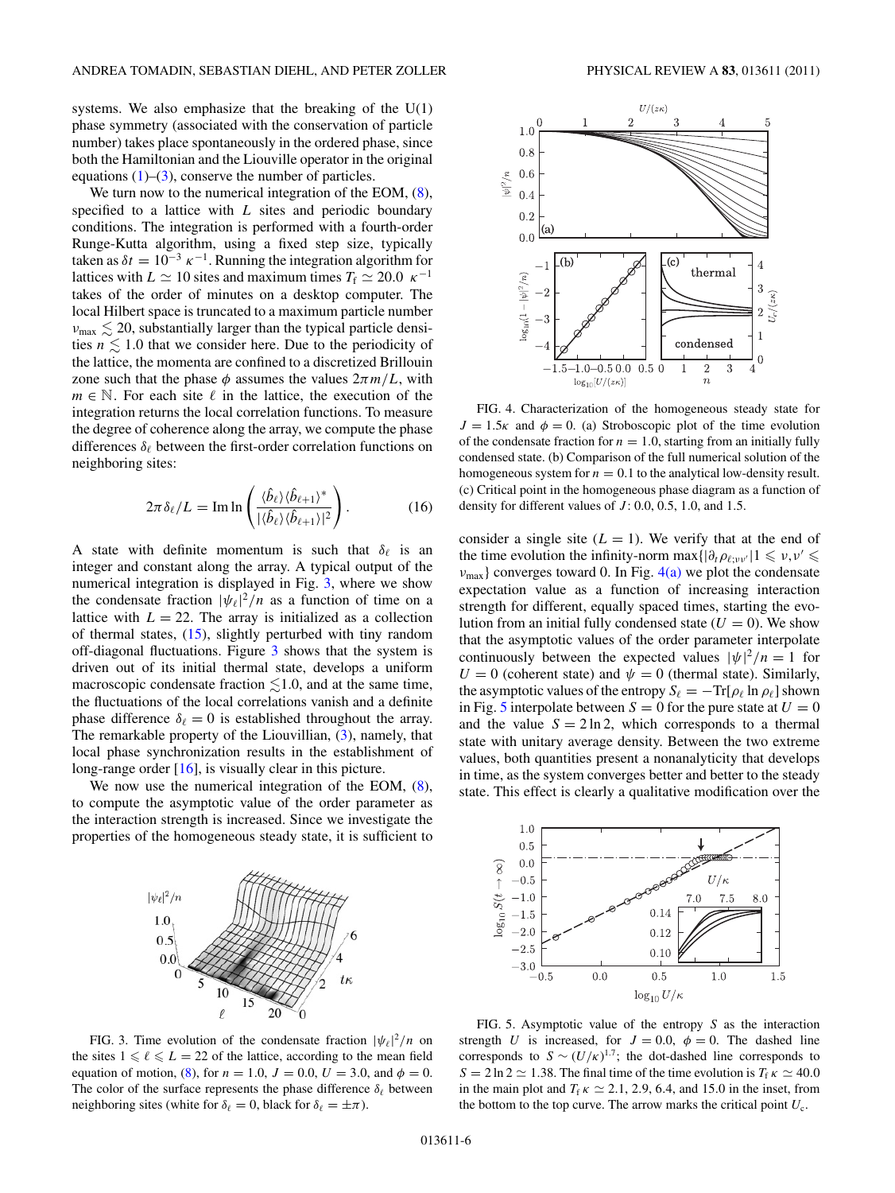systems. We also emphasize that the breaking of the U(1) phase symmetry (associated with the conservation of particle number) takes place spontaneously in the ordered phase, since both the Hamiltonian and the Liouville operator in the original equations (1)–(3), conserve the number of particles.

We turn now to the numerical integration of the EOM, (8), specified to a lattice with $L$ sites and periodic boundary conditions. The integration is performed with a fourth-order Runge-Kutta algorithm, using a fixed step size, typically taken as $\delta t = 10^{-3}\ \kappa^{-1}$. Running the integration algorithm for lattices with $L \simeq 10$ sites and maximum times $T_f \simeq 20.0\ \kappa^{-1}$ takes of the order of minutes on a desktop computer. The local Hilbert space is truncated to a maximum particle number $\nu_{\max} \lesssim 20$, substantially larger than the typical particle densities $n \lesssim 1.0$ that we consider here. Due to the periodicity of the lattice, the momenta are confined to a discretized Brillouin zone such that the phase $\phi$ assumes the values $2\pi m/L$, with $m \in \mathbb{N}$. For each site $\ell$ in the lattice, the execution of the integration returns the local correlation functions. To measure the degree of coherence along the array, we compute the phase differences $\delta_\ell$ between the first-order correlation functions on neighboring sites:

$$2\pi\delta_\ell/L = \operatorname{Im}\ln\left(\frac{\langle \hat{b}_\ell\rangle\langle \hat{b}_{\ell+1}\rangle^*}{|\langle \hat{b}_\ell\rangle\langle \hat{b}_{\ell+1}\rangle|^2}\right). \tag{16}$$

A state with definite momentum is such that $\delta_\ell$ is an integer and constant along the array. A typical output of the numerical integration is displayed in Fig. 3, where we show the condensate fraction $|\psi_\ell|^2/n$ as a function of time on a lattice with $L = 22$. The array is initialized as a collection of thermal states, (15), slightly perturbed with tiny random off-diagonal fluctuations. Figure 3 shows that the system is driven out of its initial thermal state, develops a uniform macroscopic condensate fraction $\lesssim 1.0$, and at the same time, the fluctuations of the local correlations vanish and a definite phase difference $\delta_\ell = 0$ is established throughout the array. The remarkable property of the Liouvillian, (3), namely, that local phase synchronization results in the establishment of long-range order [16], is visually clear in this picture.

We now use the numerical integration of the EOM, (8), to compute the asymptotic value of the order parameter as the interaction strength is increased. Since we investigate the properties of the homogeneous steady state, it is sufficient to consider a single site ($L = 1$). We verify that at the end of the time evolution the infinity-norm $\max\{|\partial_t \rho_{\ell;\nu\nu'}| 1 \leqslant \nu,\nu' \leqslant \nu_{\max}\}$ converges toward 0. In Fig. 4(a) we plot the condensate expectation value as a function of increasing interaction strength for different, equally spaced times, starting the evolution from an initial fully condensed state ($U = 0$). We show that the asymptotic values of the order parameter interpolate continuously between the expected values $|\psi|^2/n = 1$ for $U = 0$ (coherent state) and $\psi = 0$ (thermal state). Similarly, the asymptotic values of the entropy $S_\ell = -\mathrm{Tr}[\rho_\ell \ln \rho_\ell]$ shown in Fig. 5 interpolate between $S = 0$ for the pure state at $U = 0$ and the value $S = 2\ln 2$, which corresponds to a thermal state with unitary average density. Between the two extreme values, both quantities present a nonanalyticity that develops in time, as the system converges better and better to the steady state. This effect is clearly a qualitative modification over the

FIG. 3. Time evolution of the condensate fraction $|\psi_\ell|^2/n$ on the sites $1 \leqslant \ell \leqslant L = 22$ of the lattice, according to the mean field equation of motion, (8), for $n = 1.0$, $J = 0.0$, $U = 3.0$, and $\phi = 0$. The color of the surface represents the phase difference $\delta_\ell$ between neighboring sites (white for $\delta_\ell = 0$, black for $\delta_\ell = \pm\pi$).

FIG. 4. Characterization of the homogeneous steady state for $J = 1.5\kappa$ and $\phi = 0$. (a) Stroboscopic plot of the time evolution of the condensate fraction for $n = 1.0$, starting from an initially fully condensed state. (b) Comparison of the full numerical solution of the homogeneous system for $n = 0.1$ to the analytical low-density result. (c) Critical point in the homogeneous phase diagram as a function of density for different values of $J$: 0.0, 0.5, 1.0, and 1.5.

FIG. 5. Asymptotic value of the entropy $S$ as the interaction strength $U$ is increased, for $J = 0.0$, $\phi = 0$. The dashed line corresponds to $S \sim (U/\kappa)^{1.7}$; the dot-dashed line corresponds to $S = 2\ln 2 \simeq 1.38$. The final time of the time evolution is $T_f\kappa \simeq 40.0$ in the main plot and $T_f\kappa \simeq 2.1$, 2.9, 6.4, and 15.0 in the inset, from the bottom to the top curve. The arrow marks the critical point $U_c$.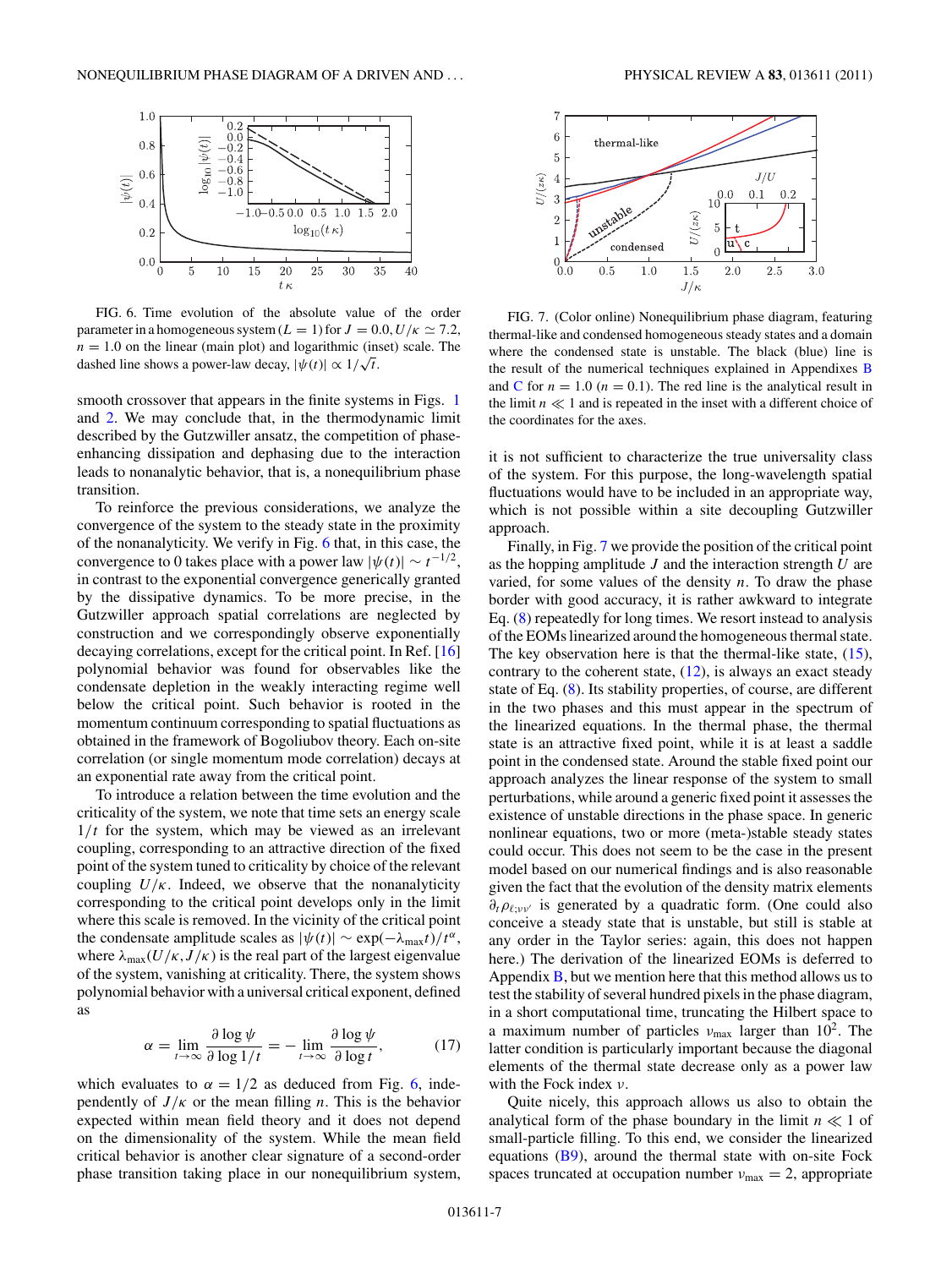FIG. 6. Time evolution of the absolute value of the order parameter in a homogeneous system ($L = 1$) for $J = 0.0, U/\kappa \simeq 7.2$, $n = 1.0$ on the linear (main plot) and logarithmic (inset) scale. The dashed line shows a power-law decay, $|\psi(t)| \propto 1/\sqrt{t}$.

smooth crossover that appears in the finite systems in Figs. 1 and 2. We may conclude that, in the thermodynamic limit described by the Gutzwiller ansatz, the competition of phase-enhancing dissipation and dephasing due to the interaction leads to nonanalytic behavior, that is, a nonequilibrium phase transition.

To reinforce the previous considerations, we analyze the convergence of the system to the steady state in the proximity of the nonanalyticity. We verify in Fig. 6 that, in this case, the convergence to 0 takes place with a power law $|\psi(t)| \sim t^{-1/2}$, in contrast to the exponential convergence generically granted by the dissipative dynamics. To be more precise, in the Gutzwiller approach spatial correlations are neglected by construction and we correspondingly observe exponentially decaying correlations, except for the critical point. In Ref. [16] polynomial behavior was found for observables like the condensate depletion in the weakly interacting regime well below the critical point. Such behavior is rooted in the momentum continuum corresponding to spatial fluctuations as obtained in the framework of Bogoliubov theory. Each on-site correlation (or single momentum mode correlation) decays at an exponential rate away from the critical point.

To introduce a relation between the time evolution and the criticality of the system, we note that time sets an energy scale $1/t$ for the system, which may be viewed as an irrelevant coupling, corresponding to an attractive direction of the fixed point of the system tuned to criticality by choice of the relevant coupling $U/\kappa$. Indeed, we observe that the nonanalyticity corresponding to the critical point develops only in the limit where this scale is removed. In the vicinity of the critical point the condensate amplitude scales as $|\psi(t)| \sim \exp(-\lambda_{\max} t)/t^{\alpha}$, where $\lambda_{\max}(U/\kappa, J/\kappa)$ is the real part of the largest eigenvalue of the system, vanishing at criticality. There, the system shows polynomial behavior with a universal critical exponent, defined as

$$\alpha = \lim_{t\to\infty} \frac{\partial \log \psi}{\partial \log 1/t} = -\lim_{t\to\infty} \frac{\partial \log \psi}{\partial \log t}, \tag{17}$$

which evaluates to $\alpha = 1/2$ as deduced from Fig. 6, independently of $J/\kappa$ or the mean filling $n$. This is the behavior expected within mean field theory and it does not depend on the dimensionality of the system. While the mean field critical behavior is another clear signature of a second-order phase transition taking place in our nonequilibrium system, it is not sufficient to characterize the true universality class of the system. For this purpose, the long-wavelength spatial fluctuations would have to be included in an appropriate way, which is not possible within a site decoupling Gutzwiller approach.

FIG. 7. (Color online) Nonequilibrium phase diagram, featuring thermal-like and condensed homogeneous steady states and a domain where the condensed state is unstable. The black (blue) line is the result of the numerical techniques explained in Appendixes B and C for $n = 1.0$ ($n = 0.1$). The red line is the analytical result in the limit $n \ll 1$ and is repeated in the inset with a different choice of the coordinates for the axes.

Finally, in Fig. 7 we provide the position of the critical point as the hopping amplitude $J$ and the interaction strength $U$ are varied, for some values of the density $n$. To draw the phase border with good accuracy, it is rather awkward to integrate Eq. (8) repeatedly for long times. We resort instead to analysis of the EOMs linearized around the homogeneous thermal state. The key observation here is that the thermal-like state, (15), contrary to the coherent state, (12), is always an exact steady state of Eq. (8). Its stability properties, of course, are different in the two phases and this must appear in the spectrum of the linearized equations. In the thermal phase, the thermal state is an attractive fixed point, while it is at least a saddle point in the condensed state. Around the stable fixed point our approach analyzes the linear response of the system to small perturbations, while around a generic fixed point it assesses the existence of unstable directions in the phase space. In generic nonlinear equations, two or more (meta-)stable steady states could occur. This does not seem to be the case in the present model based on our numerical findings and is also reasonable given the fact that the evolution of the density matrix elements $\partial_t \rho_{\ell;\nu\nu'}$ is generated by a quadratic form. (One could also conceive a steady state that is unstable, but still is stable at any order in the Taylor series: again, this does not happen here.) The derivation of the linearized EOMs is deferred to Appendix B, but we mention here that this method allows us to test the stability of several hundred pixels in the phase diagram, in a short computational time, truncating the Hilbert space to a maximum number of particles $\nu_{\max}$ larger than $10^2$. The latter condition is particularly important because the diagonal elements of the thermal state decrease only as a power law with the Fock index $\nu$.

Quite nicely, this approach allows us also to obtain the analytical form of the phase boundary in the limit $n \ll 1$ of small-particle filling. To this end, we consider the linearized equations (B9), around the thermal state with on-site Fock spaces truncated at occupation number $\nu_{\max} = 2$, appropriate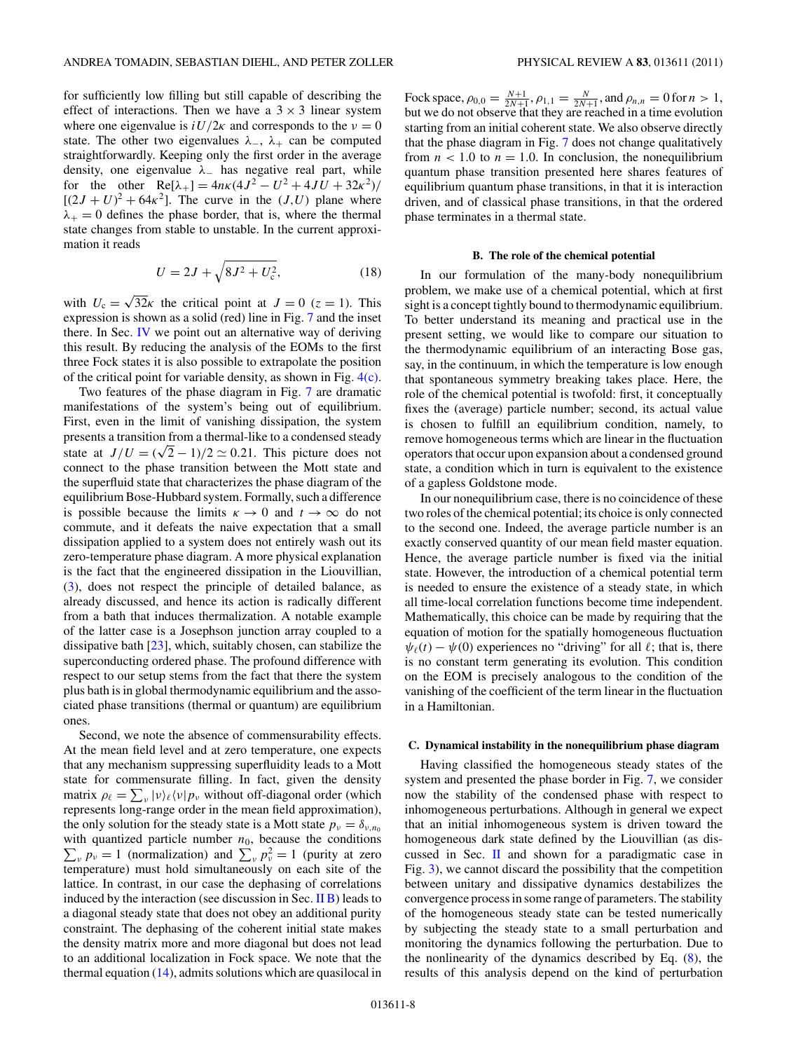for sufficiently low filling but still capable of describing the effect of interactions. Then we have a $3 \times 3$ linear system where one eigenvalue is $iU/2\kappa$ and corresponds to the $\nu = 0$ state. The other two eigenvalues $\lambda_-$, $\lambda_+$ can be computed straightforwardly. Keeping only the first order in the average density, one eigenvalue $\lambda_-$ has negative real part, while for the other $\mathrm{Re}[\lambda_+] = 4n\kappa(4J^2 - U^2 + 4JU + 32\kappa^2)/[(2J+U)^2 + 64\kappa^2]$. The curve in the $(J,U)$ plane where $\lambda_+ = 0$ defines the phase border, that is, where the thermal state changes from stable to unstable. In the current approximation it reads

$$U = 2J + \sqrt{8J^2 + U_c^2}, \tag{18}$$

with $U_c = \sqrt{32}\kappa$ the critical point at $J = 0$ ($z = 1$). This expression is shown as a solid (red) line in Fig. 7 and the inset there. In Sec. IV we point out an alternative way of deriving this result. By reducing the analysis of the EOMs to the first three Fock states it is also possible to extrapolate the position of the critical point for variable density, as shown in Fig. 4(c).

Two features of the phase diagram in Fig. 7 are dramatic manifestations of the system's being out of equilibrium. First, even in the limit of vanishing dissipation, the system presents a transition from a thermal-like to a condensed steady state at $J/U = (\sqrt{2} - 1)/2 \simeq 0.21$. This picture does not connect to the phase transition between the Mott state and the superfluid state that characterizes the phase diagram of the equilibrium Bose-Hubbard system. Formally, such a difference is possible because the limits $\kappa \to 0$ and $t \to \infty$ do not commute, and it defeats the naive expectation that a small dissipation applied to a system does not entirely wash out its zero-temperature phase diagram. A more physical explanation is the fact that the engineered dissipation in the Liouvillian, (3), does not respect the principle of detailed balance, as already discussed, and hence its action is radically different from a bath that induces thermalization. A notable example of the latter case is a Josephson junction array coupled to a dissipative bath [23], which, suitably chosen, can stabilize the superconducting ordered phase. The profound difference with respect to our setup stems from the fact that there the system plus bath is in global thermodynamic equilibrium and the associated phase transitions (thermal or quantum) are equilibrium ones.

Second, we note the absence of commensurability effects. At the mean field level and at zero temperature, one expects that any mechanism suppressing superfluidity leads to a Mott state for commensurate filling. In fact, given the density matrix $\rho_\ell = \sum_\nu |\nu\rangle_\ell\langle\nu| p_\nu$ without off-diagonal order (which represents long-range order in the mean field approximation), the only solution for the steady state is a Mott state $p_\nu = \delta_{\nu,n_0}$ with quantized particle number $n_0$, because the conditions $\sum_\nu p_\nu = 1$ (normalization) and $\sum_\nu p_\nu^2 = 1$ (purity at zero temperature) must hold simultaneously on each site of the lattice. In contrast, in our case the dephasing of correlations induced by the interaction (see discussion in Sec. II B) leads to a diagonal steady state that does not obey an additional purity constraint. The dephasing of the coherent initial state makes the density matrix more and more diagonal but does not lead to an additional localization in Fock space. We note that the thermal equation (14), admits solutions which are quasilocal in Fock space, $\rho_{0,0} = \frac{N+1}{2N+1}$, $\rho_{1,1} = \frac{N}{2N+1}$, and $\rho_{n,n} = 0$ for $n > 1$, but we do not observe that they are reached in a time evolution starting from an initial coherent state. We also observe directly that the phase diagram in Fig. 7 does not change qualitatively from $n < 1.0$ to $n = 1.0$. In conclusion, the nonequilibrium quantum phase transition presented here shares features of equilibrium quantum phase transitions, in that it is interaction driven, and of classical phase transitions, in that the ordered phase terminates in a thermal state.

### B. The role of the chemical potential

In our formulation of the many-body nonequilibrium problem, we make use of a chemical potential, which at first sight is a concept tightly bound to thermodynamic equilibrium. To better understand its meaning and practical use in the present setting, we would like to compare our situation to the thermodynamic equilibrium of an interacting Bose gas, say, in the continuum, in which the temperature is low enough that spontaneous symmetry breaking takes place. Here, the role of the chemical potential is twofold: first, it conceptually fixes the (average) particle number; second, its actual value is chosen to fulfill an equilibrium condition, namely, to remove homogeneous terms which are linear in the fluctuation operators that occur upon expansion about a condensed ground state, a condition which in turn is equivalent to the existence of a gapless Goldstone mode.

In our nonequilibrium case, there is no coincidence of these two roles of the chemical potential; its choice is only connected to the second one. Indeed, the average particle number is an exactly conserved quantity of our mean field master equation. Hence, the average particle number is fixed via the initial state. However, the introduction of a chemical potential term is needed to ensure the existence of a steady state, in which all time-local correlation functions become time independent. Mathematically, this choice can be made by requiring that the equation of motion for the spatially homogeneous fluctuation $\psi_\ell(t) - \psi(0)$ experiences no "driving" for all $\ell$; that is, there is no constant term generating its evolution. This condition on the EOM is precisely analogous to the condition of the vanishing of the coefficient of the term linear in the fluctuation in a Hamiltonian.

### C. Dynamical instability in the nonequilibrium phase diagram

Having classified the homogeneous steady states of the system and presented the phase border in Fig. 7, we consider now the stability of the condensed phase with respect to inhomogeneous perturbations. Although in general we expect that an initial inhomogeneous system is driven toward the homogeneous dark state defined by the Liouvillian (as discussed in Sec. II and shown for a paradigmatic case in Fig. 3), we cannot discard the possibility that the competition between unitary and dissipative dynamics destabilizes the convergence process in some range of parameters. The stability of the homogeneous steady state can be tested numerically by subjecting the steady state to a small perturbation and monitoring the dynamics following the perturbation. Due to the nonlinearity of the dynamics described by Eq. (8), the results of this analysis depend on the kind of perturbation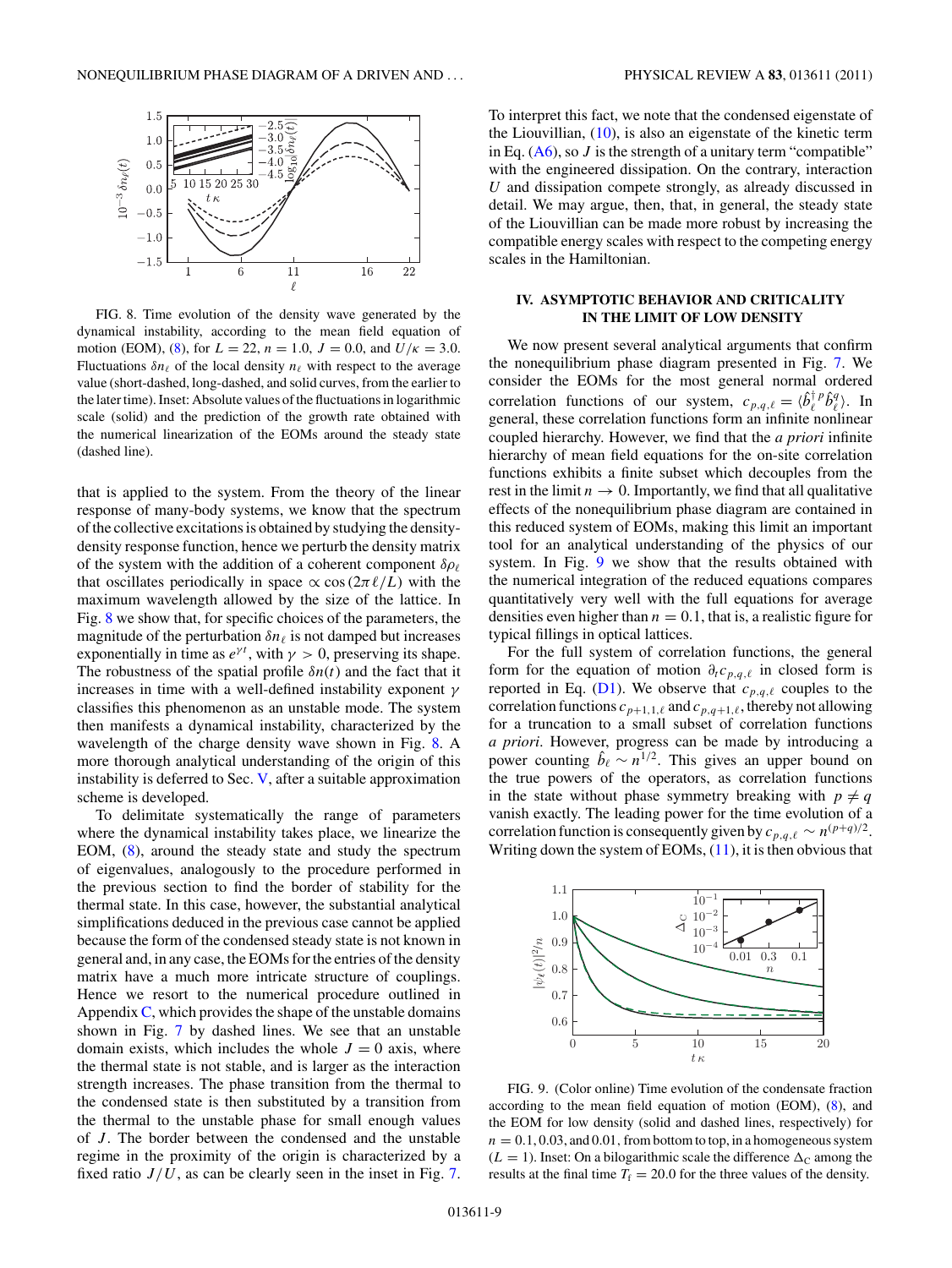FIG. 8. Time evolution of the density wave generated by the dynamical instability, according to the mean field equation of motion (EOM), (8), for $L = 22$, $n = 1.0$, $J = 0.0$, and $U/\kappa = 3.0$. Fluctuations $\delta n_\ell$ of the local density $n_\ell$ with respect to the average value (short-dashed, long-dashed, and solid curves, from the earlier to the later time). Inset: Absolute values of the fluctuations in logarithmic scale (solid) and the prediction of the growth rate obtained with the numerical linearization of the EOMs around the steady state (dashed line).

that is applied to the system. From the theory of the linear response of many-body systems, we know that the spectrum of the collective excitations is obtained by studying the density-density response function, hence we perturb the density matrix of the system with the addition of a coherent component $\delta\rho_\ell$ that oscillates periodically in space $\propto \cos(2\pi\ell/L)$ with the maximum wavelength allowed by the size of the lattice. In Fig. 8 we show that, for specific choices of the parameters, the magnitude of the perturbation $\delta n_\ell$ is not damped but increases exponentially in time as $e^{\gamma t}$, with $\gamma > 0$, preserving its shape. The robustness of the spatial profile $\delta n(t)$ and the fact that it increases in time with a well-defined instability exponent $\gamma$ classifies this phenomenon as an unstable mode. The system then manifests a dynamical instability, characterized by the wavelength of the charge density wave shown in Fig. 8. A more thorough analytical understanding of the origin of this instability is deferred to Sec. V, after a suitable approximation scheme is developed.

To delimitate systematically the range of parameters where the dynamical instability takes place, we linearize the EOM, (8), around the steady state and study the spectrum of eigenvalues, analogously to the procedure performed in the previous section to find the border of stability for the thermal state. In this case, however, the substantial analytical simplifications deduced in the previous case cannot be applied because the form of the condensed steady state is not known in general and, in any case, the EOMs for the entries of the density matrix have a much more intricate structure of couplings. Hence we resort to the numerical procedure outlined in Appendix C, which provides the shape of the unstable domains shown in Fig. 7 by dashed lines. We see that an unstable domain exists, which includes the whole $J = 0$ axis, where the thermal state is not stable, and is larger as the interaction strength increases. The phase transition from the thermal to the condensed state is then substituted by a transition from the thermal to the unstable phase for small enough values of $J$. The border between the condensed and the unstable regime in the proximity of the origin is characterized by a fixed ratio $J/U$, as can be clearly seen in the inset in Fig. 7.

To interpret this fact, we note that the condensed eigenstate of the Liouvillian, (10), is also an eigenstate of the kinetic term in Eq. (A6), so $J$ is the strength of a unitary term "compatible" with the engineered dissipation. On the contrary, interaction $U$ and dissipation compete strongly, as already discussed in detail. We may argue, then, that, in general, the steady state of the Liouvillian can be made more robust by increasing the compatible energy scales with respect to the competing energy scales in the Hamiltonian.

## IV. ASYMPTOTIC BEHAVIOR AND CRITICALITY IN THE LIMIT OF LOW DENSITY

We now present several analytical arguments that confirm the nonequilibrium phase diagram presented in Fig. 7. We consider the EOMs for the most general normal ordered correlation functions of our system, $c_{p,q,\ell} = \langle \hat{b}_\ell^{\dagger\,p} \hat{b}_\ell^q \rangle$. In general, these correlation functions form an infinite nonlinear coupled hierarchy. However, we find that the *a priori* infinite hierarchy of mean field equations for the on-site correlation functions exhibits a finite subset which decouples from the rest in the limit $n \to 0$. Importantly, we find that all qualitative effects of the nonequilibrium phase diagram are contained in this reduced system of EOMs, making this limit an important tool for an analytical understanding of the physics of our system. In Fig. 9 we show that the results obtained with the numerical integration of the reduced equations compares quantitatively very well with the full equations for average densities even higher than $n = 0.1$, that is, a realistic figure for typical fillings in optical lattices.

For the full system of correlation functions, the general form for the equation of motion $\partial_t c_{p,q,\ell}$ in closed form is reported in Eq. (D1). We observe that $c_{p,q,\ell}$ couples to the correlation functions $c_{p+1,1,\ell}$ and $c_{p,q+1,\ell}$, thereby not allowing for a truncation to a small subset of correlation functions *a priori*. However, progress can be made by introducing a power counting $\hat{b}_\ell \sim n^{1/2}$. This gives an upper bound on the true powers of the operators, as correlation functions in the state without phase symmetry breaking with $p \neq q$ vanish exactly. The leading power for the time evolution of a correlation function is consequently given by $c_{p,q,\ell} \sim n^{(p+q)/2}$. Writing down the system of EOMs, (11), it is then obvious that

FIG. 9. (Color online) Time evolution of the condensate fraction according to the mean field equation of motion (EOM), (8), and the EOM for low density (solid and dashed lines, respectively) for $n = 0.1, 0.03$, and $0.01$, from bottom to top, in a homogeneous system ($L = 1$). Inset: On a bilogarithmic scale the difference $\Delta_C$ among the results at the final time $T_f = 20.0$ for the three values of the density.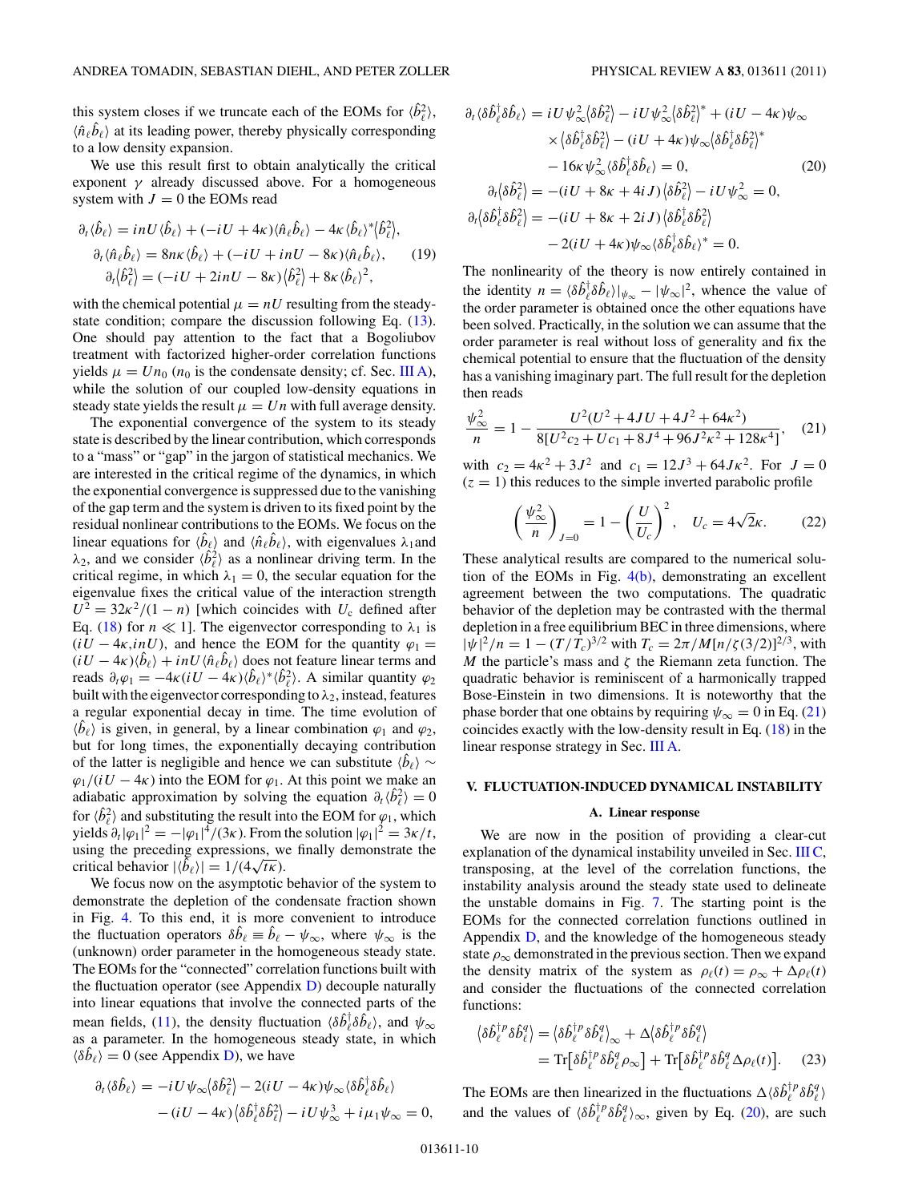this system closes if we truncate each of the EOMs for $\langle \hat{b}_\ell^2 \rangle$, $\langle \hat{n}_\ell \hat{b}_\ell \rangle$ at its leading power, thereby physically corresponding to a low density expansion.

We use this result first to obtain analytically the critical exponent $\gamma$ already discussed above. For a homogeneous system with $J = 0$ the EOMs read

$$
\begin{aligned}
\partial_t \langle \hat{b}_\ell \rangle &= inU \langle \hat{b}_\ell \rangle + (-iU + 4\kappa)\langle \hat{n}_\ell \hat{b}_\ell \rangle - 4\kappa \langle \hat{b}_\ell \rangle^* \langle \hat{b}_\ell^2 \rangle,\\
\partial_t \langle \hat{n}_\ell \hat{b}_\ell \rangle &= 8n\kappa \langle \hat{b}_\ell \rangle + (-iU + inU - 8\kappa)\langle \hat{n}_\ell \hat{b}_\ell \rangle, \qquad (19)\\
\partial_t \langle \hat{b}_\ell^2 \rangle &= (-iU + 2inU - 8\kappa)\langle \hat{b}_\ell^2 \rangle + 8\kappa \langle \hat{b}_\ell \rangle^2,
\end{aligned}
$$

with the chemical potential $\mu = nU$ resulting from the steady-state condition; compare the discussion following Eq. (13). One should pay attention to the fact that a Bogoliubov treatment with factorized higher-order correlation functions yields $\mu = Un_0$ ($n_0$ is the condensate density; cf. Sec. III A), while the solution of our coupled low-density equations in steady state yields the result $\mu = Un$ with full average density.

The exponential convergence of the system to its steady state is described by the linear contribution, which corresponds to a "mass" or "gap" in the jargon of statistical mechanics. We are interested in the critical regime of the dynamics, in which the exponential convergence is suppressed due to the vanishing of the gap term and the system is driven to its fixed point by the residual nonlinear contributions to the EOMs. We focus on the linear equations for $\langle \hat{b}_\ell \rangle$ and $\langle \hat{n}_\ell \hat{b}_\ell \rangle$, with eigenvalues $\lambda_1$ and $\lambda_2$, and we consider $\langle \hat{b}_\ell^2 \rangle$ as a nonlinear driving term. In the critical regime, in which $\lambda_1 = 0$, the secular equation for the eigenvalue fixes the critical value of the interaction strength $U^2 = 32\kappa^2/(1-n)$ [which coincides with $U_c$ defined after Eq. (18) for $n \ll 1$]. The eigenvector corresponding to $\lambda_1$ is $(iU - 4\kappa, inU)$, and hence the EOM for the quantity $\varphi_1 = (iU - 4\kappa)\langle \hat{b}_\ell \rangle + inU \langle \hat{n}_\ell \hat{b}_\ell \rangle$ does not feature linear terms and reads $\partial_t \varphi_1 = -4\kappa(iU - 4\kappa)\langle \hat{b}_\ell \rangle^* \langle \hat{b}_\ell^2 \rangle$. A similar quantity $\varphi_2$ built with the eigenvector corresponding to $\lambda_2$, instead, features a regular exponential decay in time. The time evolution of $\langle \hat{b}_\ell \rangle$ is given, in general, by a linear combination $\varphi_1$ and $\varphi_2$, but for long times, the exponentially decaying contribution of the latter is negligible and hence we can substitute $\langle \hat{b}_\ell \rangle \sim \varphi_1/(iU - 4\kappa)$ into the EOM for $\varphi_1$. At this point we make an adiabatic approximation by solving the equation $\partial_t \langle \hat{b}_\ell^2 \rangle = 0$ for $\langle \hat{b}_\ell^2 \rangle$ and substituting the result into the EOM for $\varphi_1$, which yields $\partial_t |\varphi_1|^2 = -|\varphi_1|^4/(3\kappa)$. From the solution $|\varphi_1|^2 = 3\kappa/t$, using the preceding expressions, we finally demonstrate the critical behavior $|\langle \hat{b}_\ell \rangle| = 1/(4\sqrt{t\kappa})$.

We focus now on the asymptotic behavior of the system to demonstrate the depletion of the condensate fraction shown in Fig. 4. To this end, it is more convenient to introduce the fluctuation operators $\delta \hat{b}_\ell \equiv \hat{b}_\ell - \psi_\infty$, where $\psi_\infty$ is the (unknown) order parameter in the homogeneous steady state. The EOMs for the "connected" correlation functions built with the fluctuation operator (see Appendix D) decouple naturally into linear equations that involve the connected parts of the mean fields, (11), the density fluctuation $\langle \delta \hat{b}_\ell^\dagger \delta \hat{b}_\ell \rangle$, and $\psi_\infty$ as a parameter. In the homogeneous steady state, in which $\langle \delta \hat{b}_\ell \rangle = 0$ (see Appendix D), we have

$$
\begin{aligned}
\partial_t \langle \delta \hat{b}_\ell \rangle &= -iU\psi_\infty \langle \delta \hat{b}_\ell^2 \rangle - 2(iU - 4\kappa)\psi_\infty \langle \delta \hat{b}_\ell^\dagger \delta \hat{b}_\ell \rangle\\
&\quad - (iU - 4\kappa)\langle \delta \hat{b}_\ell^\dagger \delta \hat{b}_\ell^2 \rangle - iU\psi_\infty^3 + i\mu_1 \psi_\infty = 0,\\
\partial_t \langle \delta \hat{b}_\ell^\dagger \delta \hat{b}_\ell \rangle &= iU\psi_\infty^2 \langle \delta \hat{b}_\ell^2 \rangle - iU\psi_\infty^2 \langle \delta \hat{b}_\ell^2 \rangle^* + (iU - 4\kappa)\psi_\infty\\
&\quad \times \langle \delta \hat{b}_\ell^\dagger \delta \hat{b}_\ell^2 \rangle - (iU + 4\kappa)\psi_\infty \langle \delta \hat{b}_\ell^\dagger \delta \hat{b}_\ell^2 \rangle^*\\
&\quad - 16\kappa \psi_\infty^2 \langle \delta \hat{b}_\ell^\dagger \delta \hat{b}_\ell \rangle = 0, \qquad (20)\\
\partial_t \langle \delta \hat{b}_\ell^2 \rangle &= -(iU + 8\kappa + 4iJ)\langle \delta \hat{b}_\ell^2 \rangle - iU\psi_\infty^2 = 0,\\
\partial_t \langle \delta \hat{b}_\ell^\dagger \delta \hat{b}_\ell^2 \rangle &= -(iU + 8\kappa + 2iJ)\langle \delta \hat{b}_\ell^\dagger \delta \hat{b}_\ell^2 \rangle\\
&\quad - 2(iU + 4\kappa)\psi_\infty \langle \delta \hat{b}_\ell^\dagger \delta \hat{b}_\ell \rangle^* = 0.
\end{aligned}
$$

The nonlinearity of the theory is now entirely contained in the identity $n = \langle \delta \hat{b}_\ell^\dagger \delta \hat{b}_\ell \rangle|_{\psi_\infty} - |\psi_\infty|^2$, whence the value of the order parameter is obtained once the other equations have been solved. Practically, in the solution we can assume that the order parameter is real without loss of generality and fix the chemical potential to ensure that the fluctuation of the density has a vanishing imaginary part. The full result for the depletion then reads

$$
\frac{\psi_\infty^2}{n} = 1 - \frac{U^2(U^2 + 4JU + 4J^2 + 64\kappa^2)}{8[U^2 c_2 + U c_1 + 8J^4 + 96J^2\kappa^2 + 128\kappa^4]}, \qquad (21)
$$

with $c_2 = 4\kappa^2 + 3J^2$ and $c_1 = 12J^3 + 64J\kappa^2$. For $J = 0$ ($z = 1$) this reduces to the simple inverted parabolic profile

$$
\left(\frac{\psi_\infty^2}{n}\right)_{J=0} = 1 - \left(\frac{U}{U_c}\right)^2, \quad U_c = 4\sqrt{2}\kappa. \qquad (22)
$$

These analytical results are compared to the numerical solution of the EOMs in Fig. 4(b), demonstrating an excellent agreement between the two computations. The quadratic behavior of the depletion may be contrasted with the thermal depletion in a free equilibrium BEC in three dimensions, where $|\psi|^2/n = 1 - (T/T_c)^{3/2}$ with $T_c = 2\pi/M[n/\zeta(3/2)]^{2/3}$, with $M$ the particle's mass and $\zeta$ the Riemann zeta function. The quadratic behavior is reminiscent of a harmonically trapped Bose-Einstein in two dimensions. It is noteworthy that the phase border that one obtains by requiring $\psi_\infty = 0$ in Eq. (21) coincides exactly with the low-density result in Eq. (18) in the linear response strategy in Sec. III A.

## V. FLUCTUATION-INDUCED DYNAMICAL INSTABILITY

### A. Linear response

We are now in the position of providing a clear-cut explanation of the dynamical instability unveiled in Sec. III C, transposing, at the level of the correlation functions, the instability analysis around the steady state used to delineate the unstable domains in Fig. 7. The starting point is the EOMs for the connected correlation functions outlined in Appendix D, and the knowledge of the homogeneous steady state $\rho_\infty$ demonstrated in the previous section. Then we expand the density matrix of the system as $\rho_\ell(t) = \rho_\infty + \Delta\rho_\ell(t)$ and consider the fluctuations of the connected correlation functions:

$$
\begin{aligned}
\langle \delta \hat{b}_\ell^{\dagger p} \delta \hat{b}_\ell^q \rangle &= \langle \delta \hat{b}_\ell^{\dagger p} \delta \hat{b}_\ell^q \rangle_\infty + \Delta \langle \delta \hat{b}_\ell^{\dagger p} \delta \hat{b}_\ell^q \rangle\\
&= \mathrm{Tr}[\delta \hat{b}_\ell^{\dagger p} \delta \hat{b}_\ell^q \rho_\infty] + \mathrm{Tr}[\delta \hat{b}_\ell^{\dagger p} \delta \hat{b}_\ell^q \Delta\rho_\ell(t)]. \qquad (23)
\end{aligned}
$$

The EOMs are then linearized in the fluctuations $\Delta \langle \delta \hat{b}_\ell^{\dagger p} \delta \hat{b}_\ell^q \rangle$ and the values of $\langle \delta \hat{b}_\ell^{\dagger p} \delta \hat{b}_\ell^q \rangle_\infty$, given by Eq. (20), are such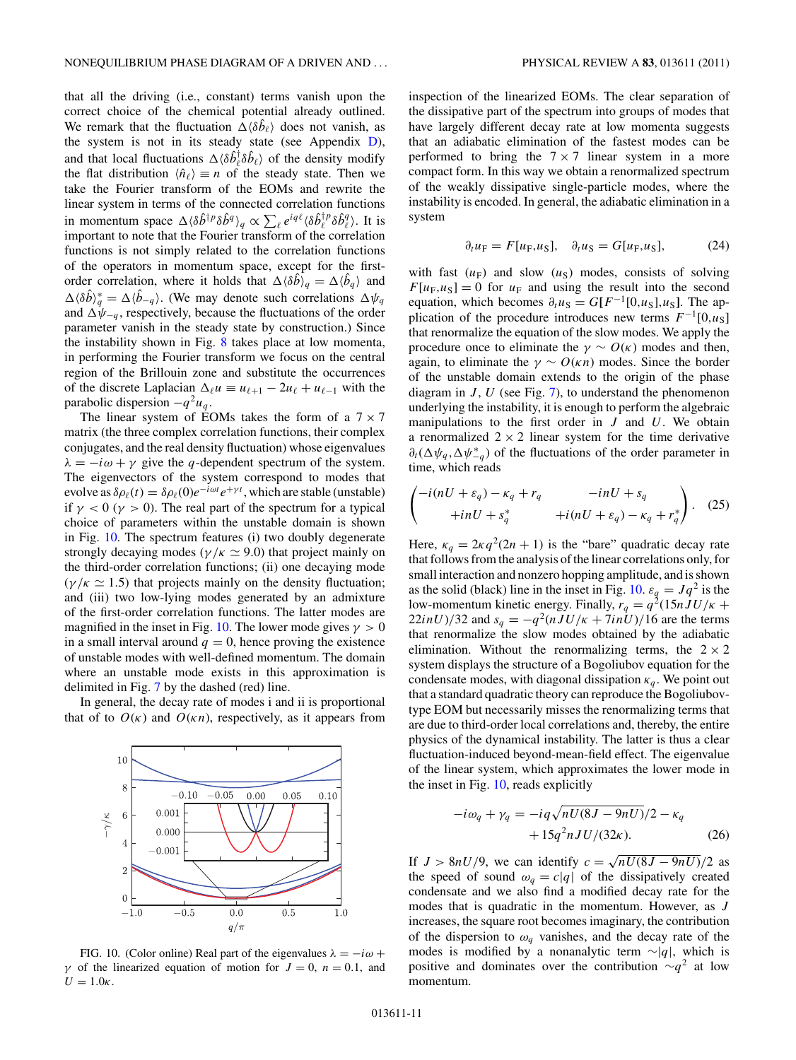that all the driving (i.e., constant) terms vanish upon the correct choice of the chemical potential already outlined. We remark that the fluctuation $\Delta\langle\delta\hat{b}_\ell\rangle$ does not vanish, as the system is not in its steady state (see Appendix D), and that local fluctuations $\Delta\langle\delta\hat{b}^\dagger_\ell\delta\hat{b}_\ell\rangle$ of the density modify the flat distribution $\langle\hat{n}_\ell\rangle \equiv n$ of the steady state. Then we take the Fourier transform of the EOMs and rewrite the linear system in terms of the connected correlation functions in momentum space $\Delta\langle\delta\hat{b}^{\dagger p}\delta\hat{b}^q\rangle_q \propto \sum_\ell e^{iq\ell}\langle\delta\hat{b}^{\dagger p}_\ell\delta\hat{b}^q_\ell\rangle$. It is important to note that the Fourier transform of the correlation functions is not simply related to the correlation functions of the operators in momentum space, except for the first-order correlation, where it holds that $\Delta\langle\delta\hat{b}\rangle_q = \Delta\langle\hat{b}_q\rangle$ and $\Delta\langle\delta\hat{b}\rangle^*_q = \Delta\langle\hat{b}_{-q}\rangle$. (We may denote such correlations $\Delta\psi_q$ and $\Delta\psi_{-q}$, respectively, because the fluctuations of the order parameter vanish in the steady state by construction.) Since the instability shown in Fig. 8 takes place at low momenta, in performing the Fourier transform we focus on the central region of the Brillouin zone and substitute the occurrences of the discrete Laplacian $\Delta_\ell u \equiv u_{\ell+1} - 2u_\ell + u_{\ell-1}$ with the parabolic dispersion $-q^2 u_q$.

The linear system of EOMs takes the form of a $7\times 7$ matrix (the three complex correlation functions, their complex conjugates, and the real density fluctuation) whose eigenvalues $\lambda = -i\omega + \gamma$ give the $q$-dependent spectrum of the system. The eigenvectors of the system correspond to modes that evolve as $\delta\rho_\ell(t) = \delta\rho_\ell(0)e^{-i\omega t}e^{+\gamma t}$, which are stable (unstable) if $\gamma < 0$ ($\gamma > 0$). The real part of the spectrum for a typical choice of parameters within the unstable domain is shown in Fig. 10. The spectrum features (i) two doubly degenerate strongly decaying modes ($\gamma/\kappa \simeq 9.0$) that project mainly on the third-order correlation functions; (ii) one decaying mode ($\gamma/\kappa \simeq 1.5$) that projects mainly on the density fluctuation; and (iii) two low-lying modes generated by an admixture of the first-order correlation functions. The latter modes are magnified in the inset in Fig. 10. The lower mode gives $\gamma > 0$ in a small interval around $q = 0$, hence proving the existence of unstable modes with well-defined momentum. The domain where an unstable mode exists in this approximation is delimited in Fig. 7 by the dashed (red) line.

In general, the decay rate of modes i and ii is proportional that of to $O(\kappa)$ and $O(\kappa n)$, respectively, as it appears from inspection of the linearized EOMs. The clear separation of the dissipative part of the spectrum into groups of modes that have largely different decay rate at low momenta suggests that an adiabatic elimination of the fastest modes can be performed to bring the $7\times 7$ linear system in a more compact form. In this way we obtain a renormalized spectrum of the weakly dissipative single-particle modes, where the instability is encoded. In general, the adiabatic elimination in a system

$$\partial_t u_{\mathrm{F}} = F[u_{\mathrm{F}}, u_{\mathrm{S}}], \quad \partial_t u_{\mathrm{S}} = G[u_{\mathrm{F}}, u_{\mathrm{S}}], \tag{24}$$

with fast ($u_{\mathrm{F}}$) and slow ($u_{\mathrm{S}}$) modes, consists of solving $F[u_{\mathrm{F}}, u_{\mathrm{S}}] = 0$ for $u_{\mathrm{F}}$ and using the result into the second equation, which becomes $\partial_t u_{\mathrm{S}} = G[F^{-1}[0,u_{\mathrm{S}}],u_{\mathrm{S}}]$. The application of the procedure introduces new terms $F^{-1}[0,u_{\mathrm{S}}]$ that renormalize the equation of the slow modes. We apply the procedure once to eliminate the $\gamma \sim O(\kappa)$ modes and then, again, to eliminate the $\gamma \sim O(\kappa n)$ modes. Since the border of the unstable domain extends to the origin of the phase diagram in $J$, $U$ (see Fig. 7), to understand the phenomenon underlying the instability, it is enough to perform the algebraic manipulations to the first order in $J$ and $U$. We obtain a renormalized $2\times 2$ linear system for the time derivative $\partial_t(\Delta\psi_q, \Delta\psi^*_{-q})$ of the fluctuations of the order parameter in time, which reads

$$\begin{pmatrix} -i(nU + \varepsilon_q) - \kappa_q + r_q & -inU + s_q \\ +inU + s^*_q & +i(nU + \varepsilon_q) - \kappa_q + r^*_q \end{pmatrix}. \tag{25}$$

Here, $\kappa_q = 2\kappa q^2(2n+1)$ is the "bare" quadratic decay rate that follows from the analysis of the linear correlations only, for small interaction and nonzero hopping amplitude, and is shown as the solid (black) line in the inset in Fig. 10. $\varepsilon_q = Jq^2$ is the low-momentum kinetic energy. Finally, $r_q = q^2(15nJU/\kappa + 22inU)/32$ and $s_q = -q^2(nJU/\kappa + 7inU)/16$ are the terms that renormalize the slow modes obtained by the adiabatic elimination. Without the renormalizing terms, the $2\times 2$ system displays the structure of a Bogoliubov equation for the condensate modes, with diagonal dissipation $\kappa_q$. We point out that a standard quadratic theory can reproduce the Bogoliubov-type EOM but necessarily misses the renormalizing terms that are due to third-order local correlations and, thereby, the entire physics of the dynamical instability. The latter is thus a clear fluctuation-induced beyond-mean-field effect. The eigenvalue of the linear system, which approximates the lower mode in the inset in Fig. 10, reads explicitly

$$-i\omega_q + \gamma_q = -iq\sqrt{nU(8J - 9nU)}/2 - \kappa_q + 15q^2 nJU/(32\kappa). \tag{26}$$

If $J > 8nU/9$, we can identify $c = \sqrt{nU(8J - 9nU)}/2$ as the speed of sound $\omega_q = c|q|$ of the dissipatively created condensate and we also find a modified decay rate for the modes that is quadratic in the momentum. However, as $J$ increases, the square root becomes imaginary, the contribution of the dispersion to $\omega_q$ vanishes, and the decay rate of the modes is modified by a nonanalytic term $\sim|q|$, which is positive and dominates over the contribution $\sim q^2$ at low momentum.

FIG. 10. (Color online) Real part of the eigenvalues $\lambda = -i\omega + \gamma$ of the linearized equation of motion for $J = 0$, $n = 0.1$, and $U = 1.0\kappa$.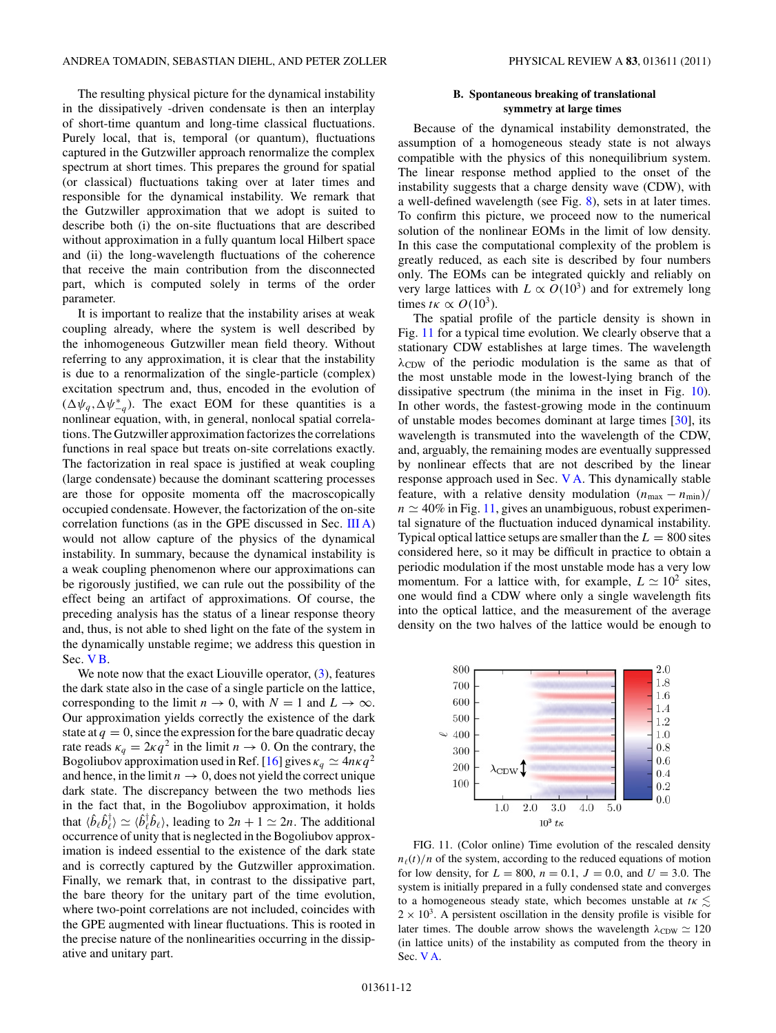The resulting physical picture for the dynamical instability in the dissipatively -driven condensate is then an interplay of short-time quantum and long-time classical fluctuations. Purely local, that is, temporal (or quantum), fluctuations captured in the Gutzwiller approach renormalize the complex spectrum at short times. This prepares the ground for spatial (or classical) fluctuations taking over at later times and responsible for the dynamical instability. We remark that the Gutzwiller approximation that we adopt is suited to describe both (i) the on-site fluctuations that are described without approximation in a fully quantum local Hilbert space and (ii) the long-wavelength fluctuations of the coherence that receive the main contribution from the disconnected part, which is computed solely in terms of the order parameter.

It is important to realize that the instability arises at weak coupling already, where the system is well described by the inhomogeneous Gutzwiller mean field theory. Without referring to any approximation, it is clear that the instability is due to a renormalization of the single-particle (complex) excitation spectrum and, thus, encoded in the evolution of $(\Delta\psi_q, \Delta\psi^*_{-q})$. The exact EOM for these quantities is a nonlinear equation, with, in general, nonlocal spatial correlations. The Gutzwiller approximation factorizes the correlations functions in real space but treats on-site correlations exactly. The factorization in real space is justified at weak coupling (large condensate) because the dominant scattering processes are those for opposite momenta off the macroscopically occupied condensate. However, the factorization of the on-site correlation functions (as in the GPE discussed in Sec. III A) would not allow capture of the physics of the dynamical instability. In summary, because the dynamical instability is a weak coupling phenomenon where our approximations can be rigorously justified, we can rule out the possibility of the effect being an artifact of approximations. Of course, the preceding analysis has the status of a linear response theory and, thus, is not able to shed light on the fate of the system in the dynamically unstable regime; we address this question in Sec. V B.

We note now that the exact Liouville operator, (3), features the dark state also in the case of a single particle on the lattice, corresponding to the limit $n \to 0$, with $N = 1$ and $L \to \infty$. Our approximation yields correctly the existence of the dark state at $q = 0$, since the expression for the bare quadratic decay rate reads $\kappa_q = 2\kappa q^2$ in the limit $n \to 0$. On the contrary, the Bogoliubov approximation used in Ref. [16] gives $\kappa_q \simeq 4n\kappa q^2$ and hence, in the limit $n \to 0$, does not yield the correct unique dark state. The discrepancy between the two methods lies in the fact that, in the Bogoliubov approximation, it holds that $\langle \hat{b}_\ell \hat{b}^\dagger_\ell \rangle \simeq \langle \hat{b}^\dagger_\ell \hat{b}_\ell \rangle$, leading to $2n + 1 \simeq 2n$. The additional occurrence of unity that is neglected in the Bogoliubov approximation is indeed essential to the existence of the dark state and is correctly captured by the Gutzwiller approximation. Finally, we remark that, in contrast to the dissipative part, the bare theory for the unitary part of the time evolution, where two-point correlations are not included, coincides with the GPE augmented with linear fluctuations. This is rooted in the precise nature of the nonlinearities occurring in the dissipative and unitary part.

### B. Spontaneous breaking of translational symmetry at large times

Because of the dynamical instability demonstrated, the assumption of a homogeneous steady state is not always compatible with the physics of this nonequilibrium system. The linear response method applied to the onset of the instability suggests that a charge density wave (CDW), with a well-defined wavelength (see Fig. 8), sets in at later times. To confirm this picture, we proceed now to the numerical solution of the nonlinear EOMs in the limit of low density. In this case the computational complexity of the problem is greatly reduced, as each site is described by four numbers only. The EOMs can be integrated quickly and reliably on very large lattices with $L \propto O(10^3)$ and for extremely long times $t\kappa \propto O(10^3)$.

The spatial profile of the particle density is shown in Fig. 11 for a typical time evolution. We clearly observe that a stationary CDW establishes at large times. The wavelength $\lambda_{\rm CDW}$ of the periodic modulation is the same as that of the most unstable mode in the lowest-lying branch of the dissipative spectrum (the minima in the inset in Fig. 10). In other words, the fastest-growing mode in the continuum of unstable modes becomes dominant at large times [30], its wavelength is transmuted into the wavelength of the CDW, and, arguably, the remaining modes are eventually suppressed by nonlinear effects that are not described by the linear response approach used in Sec. V A. This dynamically stable feature, with a relative density modulation $(n_{\max} - n_{\min})/n \simeq 40\%$ in Fig. 11, gives an unambiguous, robust experimental signature of the fluctuation induced dynamical instability. Typical optical lattice setups are smaller than the $L = 800$ sites considered here, so it may be difficult in practice to obtain a periodic modulation if the most unstable mode has a very low momentum. For a lattice with, for example, $L \simeq 10^2$ sites, one would find a CDW where only a single wavelength fits into the optical lattice, and the measurement of the average density on the two halves of the lattice would be enough to

FIG. 11. (Color online) Time evolution of the rescaled density $n_\ell(t)/n$ of the system, according to the reduced equations of motion for low density, for $L = 800$, $n = 0.1$, $J = 0.0$, and $U = 3.0$. The system is initially prepared in a fully condensed state and converges to a homogeneous steady state, which becomes unstable at $t\kappa \lesssim 2 \times 10^3$. A persistent oscillation in the density profile is visible for later times. The double arrow shows the wavelength $\lambda_{\rm CDW} \simeq 120$ (in lattice units) of the instability as computed from the theory in Sec. V A.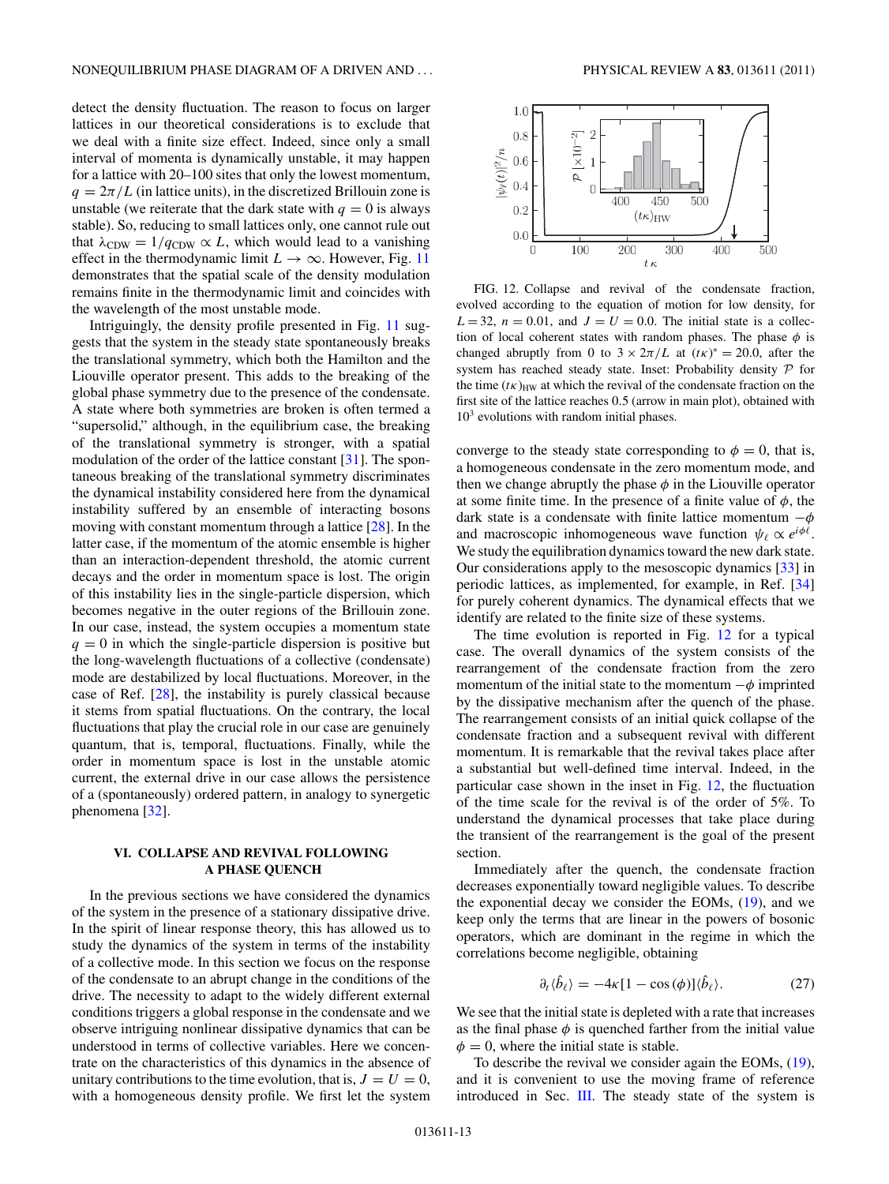detect the density fluctuation. The reason to focus on larger lattices in our theoretical considerations is to exclude that we deal with a finite size effect. Indeed, since only a small interval of momenta is dynamically unstable, it may happen for a lattice with 20–100 sites that only the lowest momentum, $q = 2\pi/L$ (in lattice units), in the discretized Brillouin zone is unstable (we reiterate that the dark state with $q = 0$ is always stable). So, reducing to small lattices only, one cannot rule out that $\lambda_{\rm CDW} = 1/q_{\rm CDW} \propto L$, which would lead to a vanishing effect in the thermodynamic limit $L \to \infty$. However, Fig. 11 demonstrates that the spatial scale of the density modulation remains finite in the thermodynamic limit and coincides with the wavelength of the most unstable mode.

Intriguingly, the density profile presented in Fig. 11 suggests that the system in the steady state spontaneously breaks the translational symmetry, which both the Hamilton and the Liouville operator present. This adds to the breaking of the global phase symmetry due to the presence of the condensate. A state where both symmetries are broken is often termed a "supersolid," although, in the equilibrium case, the breaking of the translational symmetry is stronger, with a spatial modulation of the order of the lattice constant [31]. The spontaneous breaking of the translational symmetry discriminates the dynamical instability considered here from the dynamical instability suffered by an ensemble of interacting bosons moving with constant momentum through a lattice [28]. In the latter case, if the momentum of the atomic ensemble is higher than an interaction-dependent threshold, the atomic current decays and the order in momentum space is lost. The origin of this instability lies in the single-particle dispersion, which becomes negative in the outer regions of the Brillouin zone. In our case, instead, the system occupies a momentum state $q = 0$ in which the single-particle dispersion is positive but the long-wavelength fluctuations of a collective (condensate) mode are destabilized by local fluctuations. Moreover, in the case of Ref. [28], the instability is purely classical because it stems from spatial fluctuations. On the contrary, the local fluctuations that play the crucial role in our case are genuinely quantum, that is, temporal, fluctuations. Finally, while the order in momentum space is lost in the unstable atomic current, the external drive in our case allows the persistence of a (spontaneously) ordered pattern, in analogy to synergetic phenomena [32].

## VI. COLLAPSE AND REVIVAL FOLLOWING A PHASE QUENCH

In the previous sections we have considered the dynamics of the system in the presence of a stationary dissipative drive. In the spirit of linear response theory, this has allowed us to study the dynamics of the system in terms of the instability of a collective mode. In this section we focus on the response of the condensate to an abrupt change in the conditions of the drive. The necessity to adapt to the widely different external conditions triggers a global response in the condensate and we observe intriguing nonlinear dissipative dynamics that can be understood in terms of collective variables. Here we concentrate on the characteristics of this dynamics in the absence of unitary contributions to the time evolution, that is, $J = U = 0$, with a homogeneous density profile. We first let the system

$|\psi_\ell(t)|^2/n$
1.0
0.8
0.6
0.4
0.2
0.0
0 100 200 300 400 500
$t\,\kappa$

Inset: $\mathcal{P}\ [\times 10^{-2}]$
2
1
0
400 450 500
$(t\kappa)_{\rm HW}$

FIG. 12. Collapse and revival of the condensate fraction, evolved according to the equation of motion for low density, for $L = 32$, $n = 0.01$, and $J = U = 0.0$. The initial state is a collection of local coherent states with random phases. The phase $\phi$ is changed abruptly from 0 to $3 \times 2\pi/L$ at $(t\kappa)^* = 20.0$, after the system has reached steady state. Inset: Probability density $\mathcal{P}$ for the time $(t\kappa)_{\rm HW}$ at which the revival of the condensate fraction on the first site of the lattice reaches 0.5 (arrow in main plot), obtained with $10^3$ evolutions with random initial phases.

converge to the steady state corresponding to $\phi = 0$, that is, a homogeneous condensate in the zero momentum mode, and then we change abruptly the phase $\phi$ in the Liouville operator at some finite time. In the presence of a finite value of $\phi$, the dark state is a condensate with finite lattice momentum $-\phi$ and macroscopic inhomogeneous wave function $\psi_\ell \propto e^{i\phi\ell}$. We study the equilibration dynamics toward the new dark state. Our considerations apply to the mesoscopic dynamics [33] in periodic lattices, as implemented, for example, in Ref. [34] for purely coherent dynamics. The dynamical effects that we identify are related to the finite size of these systems.

The time evolution is reported in Fig. 12 for a typical case. The overall dynamics of the system consists of the rearrangement of the condensate fraction from the zero momentum of the initial state to the momentum $-\phi$ imprinted by the dissipative mechanism after the quench of the phase. The rearrangement consists of an initial quick collapse of the condensate fraction and a subsequent revival with different momentum. It is remarkable that the revival takes place after a substantial but well-defined time interval. Indeed, in the particular case shown in the inset in Fig. 12, the fluctuation of the time scale for the revival is of the order of 5%. To understand the dynamical processes that take place during the transient of the rearrangement is the goal of the present section.

Immediately after the quench, the condensate fraction decreases exponentially toward negligible values. To describe the exponential decay we consider the EOMs, (19), and we keep only the terms that are linear in the powers of bosonic operators, which are dominant in the regime in which the correlations become negligible, obtaining

$$\partial_t \langle \hat{b}_\ell \rangle = -4\kappa[1 - \cos(\phi)]\langle \hat{b}_\ell \rangle. \tag{27}$$

We see that the initial state is depleted with a rate that increases as the final phase $\phi$ is quenched farther from the initial value $\phi = 0$, where the initial state is stable.

To describe the revival we consider again the EOMs, (19), and it is convenient to use the moving frame of reference introduced in Sec. III. The steady state of the system is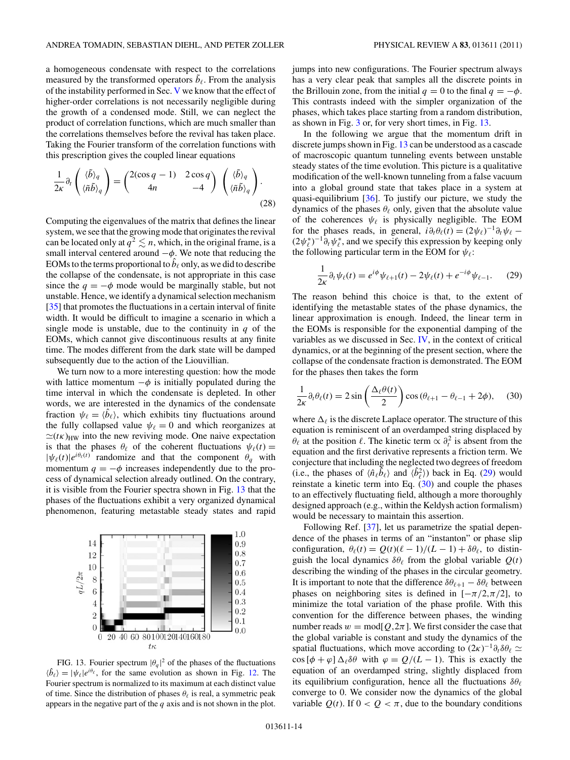a homogeneous condensate with respect to the correlations measured by the transformed operators $\tilde{b}_\ell$. From the analysis of the instability performed in Sec. V we know that the effect of higher-order correlations is not necessarily negligible during the growth of a condensed mode. Still, we can neglect the product of correlation functions, which are much smaller than the correlations themselves before the revival has taken place. Taking the Fourier transform of the correlation functions with this prescription gives the coupled linear equations

$$\frac{1}{2\kappa}\partial_t \begin{pmatrix} \langle\tilde{b}\rangle_q \\ \langle\tilde{n}\tilde{b}\rangle_q \end{pmatrix} = \begin{pmatrix} 2(\cos q - 1) & 2\cos q \\ 4n & -4 \end{pmatrix} \begin{pmatrix} \langle\tilde{b}\rangle_q \\ \langle\tilde{n}\tilde{b}\rangle_q \end{pmatrix}. \tag{28}$$

Computing the eigenvalues of the matrix that defines the linear system, we see that the growing mode that originates the revival can be located only at $q^2 \lesssim n$, which, in the original frame, is a small interval centered around $-\phi$. We note that reducing the EOMs to the terms proportional to $\hat{b}_\ell$ only, as we did to describe the collapse of the condensate, is not appropriate in this case since the $q = -\phi$ mode would be marginally stable, but not unstable. Hence, we identify a dynamical selection mechanism [35] that promotes the fluctuations in a certain interval of finite width. It would be difficult to imagine a scenario in which a single mode is unstable, due to the continuity in $q$ of the EOMs, which cannot give discontinuous results at any finite time. The modes different from the dark state will be damped subsequently due to the action of the Liouvillian.

We turn now to a more interesting question: how the mode with lattice momentum $-\phi$ is initially populated during the time interval in which the condensate is depleted. In other words, we are interested in the dynamics of the condensate fraction $\psi_\ell = \langle\hat{b}_\ell\rangle$, which exhibits tiny fluctuations around the fully collapsed value $\psi_\ell = 0$ and which reorganizes at $\simeq(t\kappa)_{\text{HW}}$ into the new reviving mode. One naive expectation is that the phases $\theta_\ell$ of the coherent fluctuations $\psi_\ell(t) = |\psi_\ell(t)|e^{i\theta_\ell(t)}$ randomize and that the component $\theta_q$ with momentum $q = -\phi$ increases independently due to the process of dynamical selection already outlined. On the contrary, it is visible from the Fourier spectra shown in Fig. 13 that the phases of the fluctuations exhibit a very organized dynamical phenomenon, featuring metastable steady states and rapid jumps into new configurations. The Fourier spectrum always has a very clear peak that samples all the discrete points in the Brillouin zone, from the initial $q = 0$ to the final $q = -\phi$. This contrasts indeed with the simpler organization of the phases, which takes place starting from a random distribution, as shown in Fig. 3 or, for very short times, in Fig. 13.

FIG. 13. Fourier spectrum $|\theta_q|^2$ of the phases of the fluctuations $\langle\hat{b}_\ell\rangle = |\psi_\ell|e^{i\theta_\ell}$, for the same evolution as shown in Fig. 12. The Fourier spectrum is normalized to its maximum at each distinct value of time. Since the distribution of phases $\theta_\ell$ is real, a symmetric peak appears in the negative part of the $q$ axis and is not shown in the plot.

In the following we argue that the momentum drift in discrete jumps shown in Fig. 13 can be understood as a cascade of macroscopic quantum tunneling events between unstable steady states of the time evolution. This picture is a qualitative modification of the well-known tunneling from a false vacuum into a global ground state that takes place in a system at quasi-equilibrium [36]. To justify our picture, we study the dynamics of the phases $\theta_\ell$ only, given that the absolute value of the coherences $\psi_\ell$ is physically negligible. The EOM for the phases reads, in general, $i\partial_t\theta_\ell(t) = (2\psi_\ell)^{-1}\partial_t\psi_\ell - (2\psi_\ell^*)^{-1}\partial_t\psi_\ell^*$, and we specify this expression by keeping only the following particular term in the EOM for $\psi_\ell$:

$$\frac{1}{2\kappa}\partial_t\psi_\ell(t) = e^{i\phi}\psi_{\ell+1}(t) - 2\psi_\ell(t) + e^{-i\phi}\psi_{\ell-1}. \tag{29}$$

The reason behind this choice is that, to the extent of identifying the metastable states of the phase dynamics, the linear approximation is enough. Indeed, the linear term in the EOMs is responsible for the exponential damping of the variables as we discussed in Sec. IV, in the context of critical dynamics, or at the beginning of the present section, where the collapse of the condensate fraction is demonstrated. The EOM for the phases then takes the form

$$\frac{1}{2\kappa}\partial_t\theta_\ell(t) = 2\sin\left(\frac{\Delta_\ell\theta(t)}{2}\right)\cos\left(\theta_{\ell+1} - \theta_{\ell-1} + 2\phi\right), \tag{30}$$

where $\Delta_\ell$ is the discrete Laplace operator. The structure of this equation is reminiscent of an overdamped string displaced by $\theta_\ell$ at the position $\ell$. The kinetic term $\propto \partial_t^2$ is absent from the equation and the first derivative represents a friction term. We conjecture that including the neglected two degrees of freedom (i.e., the phases of $\langle\hat{n}_\ell\hat{b}_\ell\rangle$ and $\langle\hat{b}_\ell^2\rangle$) back in Eq. (29) would reinstate a kinetic term into Eq. (30) and couple the phases to an effectively fluctuating field, although a more thoroughly designed approach (e.g., within the Keldysh action formalism) would be necessary to maintain this assertion.

Following Ref. [37], let us parametrize the spatial dependence of the phases in terms of an "instanton" or phase slip configuration, $\theta_\ell(t) = Q(t)(\ell - 1)/(L - 1) + \delta\theta_\ell$, to distinguish the local dynamics $\delta\theta_\ell$ from the global variable $Q(t)$ describing the winding of the phases in the circular geometry. It is important to note that the difference $\delta\theta_{\ell+1} - \delta\theta_\ell$ between phases on neighboring sites is defined in $[-\pi/2, \pi/2]$, to minimize the total variation of the phase profile. With this convention for the difference between phases, the winding number reads $w = \text{mod}[Q, 2\pi]$. We first consider the case that the global variable is constant and study the dynamics of the spatial fluctuations, which move according to $(2\kappa)^{-1}\partial_t\delta\theta_\ell \simeq \cos[\phi + \varphi]\,\Delta_\ell\delta\theta$ with $\varphi = Q/(L - 1)$. This is exactly the equation of an overdamped string, slightly displaced from its equilibrium configuration, hence all the fluctuations $\delta\theta_\ell$ converge to 0. We consider now the dynamics of the global variable $Q(t)$. If $0 < Q < \pi$, due to the boundary conditions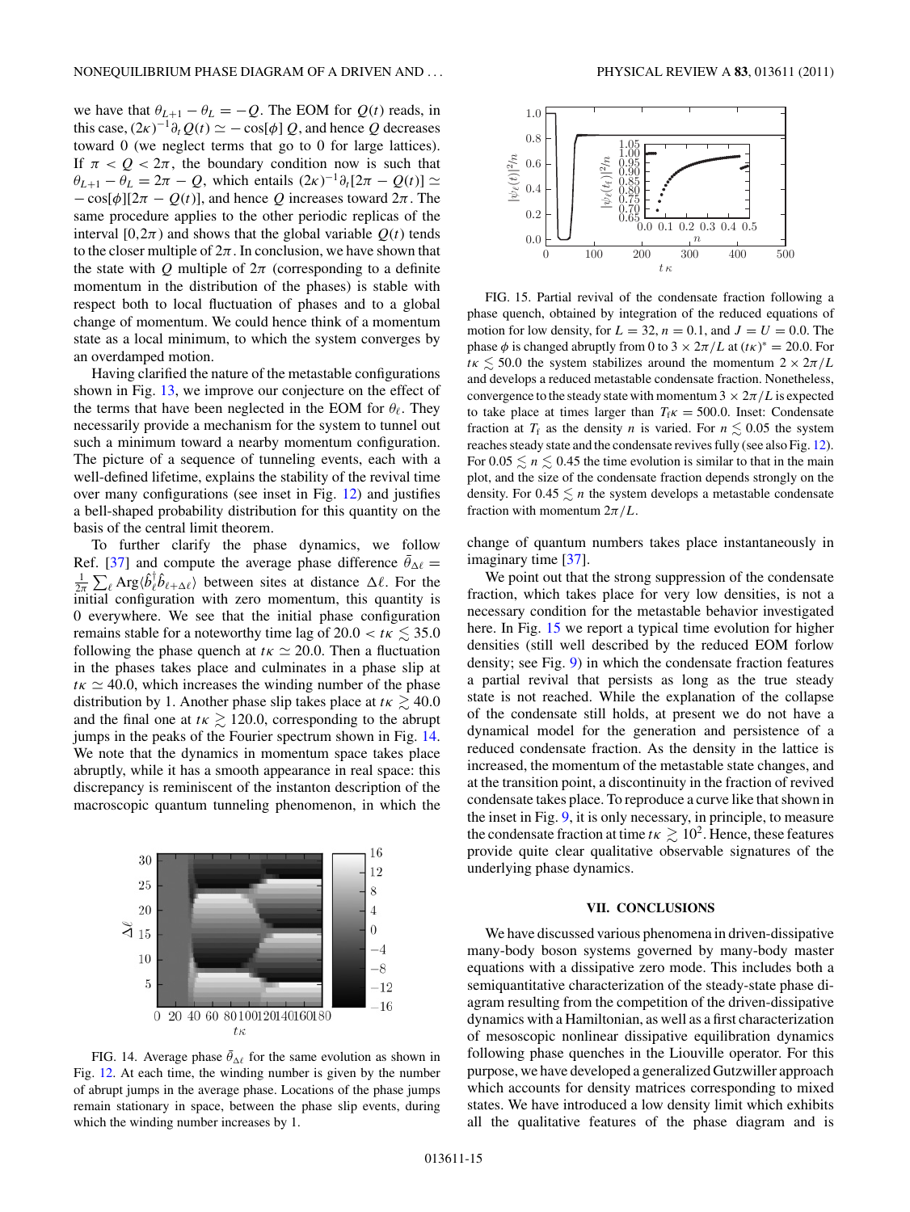we have that $\theta_{L+1} - \theta_L = -Q$. The EOM for $Q(t)$ reads, in this case, $(2\kappa)^{-1}\partial_t Q(t) \simeq -\cos[\phi]\, Q$, and hence $Q$ decreases toward 0 (we neglect terms that go to 0 for large lattices). If $\pi < Q < 2\pi$, the boundary condition now is such that $\theta_{L+1} - \theta_L = 2\pi - Q$, which entails $(2\kappa)^{-1}\partial_t[2\pi - Q(t)] \simeq -\cos[\phi][2\pi - Q(t)]$, and hence $Q$ increases toward $2\pi$. The same procedure applies to the other periodic replicas of the interval $[0,2\pi)$ and shows that the global variable $Q(t)$ tends to the closer multiple of $2\pi$. In conclusion, we have shown that the state with $Q$ multiple of $2\pi$ (corresponding to a definite momentum in the distribution of the phases) is stable with respect both to local fluctuation of phases and to a global change of momentum. We could hence think of a momentum state as a local minimum, to which the system converges by an overdamped motion.

Having clarified the nature of the metastable configurations shown in Fig. 13, we improve our conjecture on the effect of the terms that have been neglected in the EOM for $\theta_\ell$. They necessarily provide a mechanism for the system to tunnel out such a minimum toward a nearby momentum configuration. The picture of a sequence of tunneling events, each with a well-defined lifetime, explains the stability of the revival time over many configurations (see inset in Fig. 12) and justifies a bell-shaped probability distribution for this quantity on the basis of the central limit theorem.

To further clarify the phase dynamics, we follow Ref. [37] and compute the average phase difference $\bar{\theta}_{\Delta\ell} = \frac{1}{2\pi}\sum_\ell \mathrm{Arg}\langle \hat{b}_\ell^\dagger \hat{b}_{\ell+\Delta\ell}\rangle$ between sites at distance $\Delta\ell$. For the initial configuration with zero momentum, this quantity is 0 everywhere. We see that the initial phase configuration remains stable for a noteworthy time lag of $20.0 < t\kappa \lesssim 35.0$ following the phase quench at $t\kappa \simeq 20.0$. Then a fluctuation in the phases takes place and culminates in a phase slip at $t\kappa \simeq 40.0$, which increases the winding number of the phase distribution by 1. Another phase slip takes place at $t\kappa \gtrsim 40.0$ and the final one at $t\kappa \gtrsim 120.0$, corresponding to the abrupt jumps in the peaks of the Fourier spectrum shown in Fig. 14. We note that the dynamics in momentum space takes place abruptly, while it has a smooth appearance in real space: this discrepancy is reminiscent of the instanton description of the macroscopic quantum tunneling phenomenon, in which the change of quantum numbers takes place instantaneously in imaginary time [37].

FIG. 14. Average phase $\bar{\theta}_{\Delta\ell}$ for the same evolution as shown in Fig. 12. At each time, the winding number is given by the number of abrupt jumps in the average phase. Locations of the phase jumps remain stationary in space, between the phase slip events, during which the winding number increases by 1.

FIG. 15. Partial revival of the condensate fraction following a phase quench, obtained by integration of the reduced equations of motion for low density, for $L = 32$, $n = 0.1$, and $J = U = 0.0$. The phase $\phi$ is changed abruptly from 0 to $3 \times 2\pi/L$ at $(t\kappa)^* = 20.0$. For $t\kappa \lesssim 50.0$ the system stabilizes around the momentum $2 \times 2\pi/L$ and develops a reduced metastable condensate fraction. Nonetheless, convergence to the steady state with momentum $3 \times 2\pi/L$ is expected to take place at times larger than $T_f\kappa = 500.0$. Inset: Condensate fraction at $T_f$ as the density $n$ is varied. For $n \lesssim 0.05$ the system reaches steady state and the condensate revives fully (see also Fig. 12). For $0.05 \lesssim n \lesssim 0.45$ the time evolution is similar to that in the main plot, and the size of the condensate fraction depends strongly on the density. For $0.45 \lesssim n$ the system develops a metastable condensate fraction with momentum $2\pi/L$.

We point out that the strong suppression of the condensate fraction, which takes place for very low densities, is not a necessary condition for the metastable behavior investigated here. In Fig. 15 we report a typical time evolution for higher densities (still well described by the reduced EOM forlow density; see Fig. 9) in which the condensate fraction features a partial revival that persists as long as the true steady state is not reached. While the explanation of the collapse of the condensate still holds, at present we do not have a dynamical model for the generation and persistence of a reduced condensate fraction. As the density in the lattice is increased, the momentum of the metastable state changes, and at the transition point, a discontinuity in the fraction of revived condensate takes place. To reproduce a curve like that shown in the inset in Fig. 9, it is only necessary, in principle, to measure the condensate fraction at time $t\kappa \gtrsim 10^2$. Hence, these features provide quite clear qualitative observable signatures of the underlying phase dynamics.

## VII. CONCLUSIONS

We have discussed various phenomena in driven-dissipative many-body boson systems governed by many-body master equations with a dissipative zero mode. This includes both a semiquantitative characterization of the steady-state phase diagram resulting from the competition of the driven-dissipative dynamics with a Hamiltonian, as well as a first characterization of mesoscopic nonlinear dissipative equilibration dynamics following phase quenches in the Liouville operator. For this purpose, we have developed a generalized Gutzwiller approach which accounts for density matrices corresponding to mixed states. We have introduced a low density limit which exhibits all the qualitative features of the phase diagram and is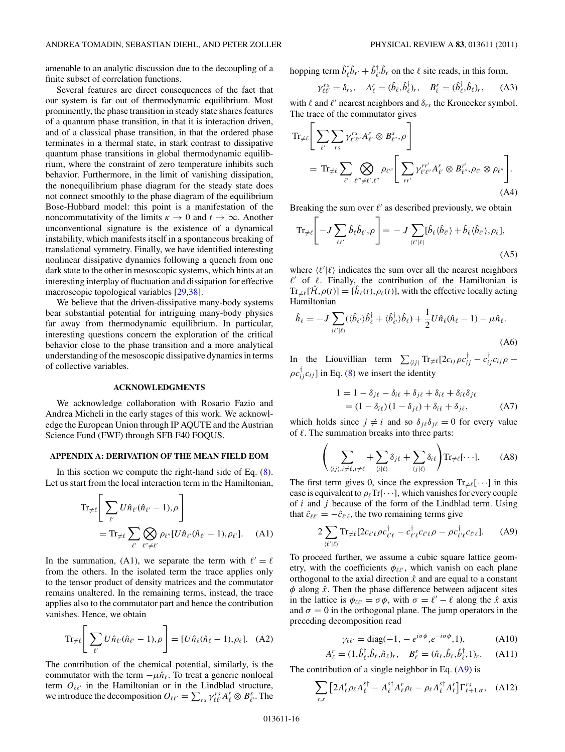amenable to an analytic discussion due to the decoupling of a finite subset of correlation functions.

Several features are direct consequences of the fact that our system is far out of thermodynamic equilibrium. Most prominently, the phase transition in steady state shares features of a quantum phase transition, in that it is interaction driven, and of a classical phase transition, in that the ordered phase terminates in a thermal state, in stark contrast to dissipative quantum phase transitions in global thermodynamic equilibrium, where the constraint of zero temperature inhibits such behavior. Furthermore, in the limit of vanishing dissipation, the nonequilibrium phase diagram for the steady state does not connect smoothly to the phase diagram of the equilibrium Bose-Hubbard model: this point is a manifestation of the noncommutativity of the limits $\kappa \to 0$ and $t \to \infty$. Another unconventional signature is the existence of a dynamical instability, which manifests itself in a spontaneous breaking of translational symmetry. Finally, we have identified interesting nonlinear dissipative dynamics following a quench from one dark state to the other in mesoscopic systems, which hints at an interesting interplay of fluctuation and dissipation for effective macroscopic topological variables [29,38].

We believe that the driven-dissipative many-body systems bear substantial potential for intriguing many-body physics far away from thermodynamic equilibrium. In particular, interesting questions concern the exploration of the critical behavior close to the phase transition and a more analytical understanding of the mesoscopic dissipative dynamics in terms of collective variables.

## ACKNOWLEDGMENTS

We acknowledge collaboration with Rosario Fazio and Andrea Micheli in the early stages of this work. We acknowledge the European Union through IP AQUTE and the Austrian Science Fund (FWF) through SFB F40 FOQUS.

## APPENDIX A: DERIVATION OF THE MEAN FIELD EOM

In this section we compute the right-hand side of Eq. (8). Let us start from the local interaction term in the Hamiltonian,

$$\begin{aligned}\mathrm{Tr}_{\neq\ell}\left[\sum_{\ell'} U\hat{n}_{\ell'}(\hat{n}_{\ell'}-1),\rho\right] \\ = \mathrm{Tr}_{\neq\ell}\sum_{\ell'}\bigotimes_{\ell''\neq\ell'}\rho_{\ell''}[U\hat{n}_{\ell'}(\hat{n}_{\ell'}-1),\rho_{\ell'}].\end{aligned} \tag{A1}$$

In the summation, (A1), we separate the term with $\ell' = \ell$ from the others. In the isolated term the trace applies only to the tensor product of density matrices and the commutator remains unaltered. In the remaining terms, instead, the trace applies also to the commutator part and hence the contribution vanishes. Hence, we obtain

$$\mathrm{Tr}_{\neq\ell}\left[\sum_{\ell'} U\hat{n}_{\ell'}(\hat{n}_{\ell'}-1),\rho\right] = [U\hat{n}_{\ell}(\hat{n}_{\ell}-1),\rho_\ell]. \tag{A2}$$

The contribution of the chemical potential, similarly, is the commutator with the term $-\mu\hat{n}_\ell$. To treat a generic nonlocal term $O_{\ell\ell'}$ in the Hamiltonian or in the Lindblad structure, we introduce the decomposition $O_{\ell\ell'} = \sum_{rs}\gamma^{rs}_{\ell\ell'}A^r_\ell \otimes B^s_{\ell'}$. The hopping term $\hat{b}^\dagger_\ell\hat{b}_{\ell'} + \hat{b}^\dagger_{\ell'}\hat{b}_\ell$ on the $\ell$ site reads, in this form,

$$\gamma^{rs}_{\ell\ell'} = \delta_{rs}, \quad A^r_\ell = (\hat{b}_\ell,\hat{b}^\dagger_\ell)_r, \quad B^r_\ell = (\hat{b}^\dagger_\ell,\hat{b}_\ell)_r, \tag{A3}$$

with $\ell$ and $\ell'$ nearest neighbors and $\delta_{rs}$ the Kronecker symbol. The trace of the commutator gives

$$\begin{aligned}\mathrm{Tr}_{\neq\ell}\left[\sum_{\ell'}\sum_{rs}\gamma^{rs}_{\ell'\ell''}A^r_{\ell'}\otimes B^s_{\ell''},\rho\right] \\ = \mathrm{Tr}_{\neq\ell}\sum_{\ell'}\bigotimes_{\ell'''\neq\ell',\ell''}\rho_{\ell'''}\left[\sum_{rr'}\gamma^{rr'}_{\ell'\ell''}A^r_{\ell'}\otimes B^{r'}_{\ell''},\rho_{\ell'}\otimes\rho_{\ell''}\right].\end{aligned} \tag{A4}$$

Breaking the sum over $\ell'$ as described previously, we obtain

$$\mathrm{Tr}_{\neq\ell}\left[-J\sum_{\ell\ell'}\hat{b}_\ell\hat{b}_{\ell'},\rho\right] = -J\sum_{\langle\ell'|\ell\rangle}[\hat{b}_\ell\langle\hat{b}_{\ell'}\rangle + \hat{b}_\ell\langle\hat{b}_{\ell'}\rangle,\rho_\ell], \tag{A5}$$

where $\langle\ell'|\ell\rangle$ indicates the sum over all the nearest neighbors $\ell'$ of $\ell$. Finally, the contribution of the Hamiltonian is $\mathrm{Tr}_{\neq\ell}[\hat{\mathcal{H}},\rho(t)] = [\hat{h}_\ell(t),\rho_\ell(t)]$, with the effective locally acting Hamiltonian

$$\hat{h}_\ell = -J\sum_{\langle\ell'|\ell\rangle}(\langle\hat{b}_{\ell'}\rangle\hat{b}^\dagger_\ell + \langle\hat{b}^\dagger_{\ell'}\rangle\hat{b}_\ell) + \frac{1}{2}U\hat{n}_\ell(\hat{n}_\ell - 1) - \mu\hat{n}_\ell. \tag{A6}$$

In the Liouvillian term $\sum_{\langle ij\rangle}\mathrm{Tr}_{\neq\ell}[2c_{ij}\rho c^\dagger_{ij} - c^\dagger_{ij}c_{ij}\rho - \rho c^\dagger_{ij}c_{ij}]$ in Eq. (8) we insert the identity

$$\begin{aligned}1 &= 1 - \delta_{j\ell} - \delta_{i\ell} + \delta_{j\ell} + \delta_{i\ell} + \delta_{i\ell}\delta_{j\ell} \\ &= (1-\delta_{i\ell})(1-\delta_{j\ell}) + \delta_{i\ell} + \delta_{j\ell},\end{aligned} \tag{A7}$$

which holds since $j \neq i$ and so $\delta_{j\ell}\delta_{j\ell} = 0$ for every value of $\ell$. The summation breaks into three parts:

$$\left(\sum_{\langle ij\rangle, i\neq\ell, i\neq\ell} + \sum_{\langle i|\ell\rangle}\delta_{j\ell} + \sum_{\langle j|\ell\rangle}\delta_{i\ell}\right)\mathrm{Tr}_{\neq\ell}[\cdots]. \tag{A8}$$

The first term gives 0, since the expression $\mathrm{Tr}_{\neq\ell}[\cdots]$ in this case is equivalent to $\rho_\ell\mathrm{Tr}[\cdots]$, which vanishes for every couple of $i$ and $j$ because of the form of the Lindblad term. Using that $\hat{c}_{\ell\ell'} = -\hat{c}_{\ell'\ell}$, the two remaining terms give

$$2\sum_{\langle\ell'|\ell\rangle}\mathrm{Tr}_{\neq\ell}[2c_{\ell'\ell}\rho c^\dagger_{\ell'\ell} - c^\dagger_{\ell'\ell}c_{\ell'\ell}\rho - \rho c^\dagger_{\ell'\ell}c_{\ell'\ell}]. \tag{A9}$$

To proceed further, we assume a cubic square lattice geometry, with the coefficients $\phi_{\ell\ell'}$, which vanish on each plane orthogonal to the axial direction $\hat{x}$ and are equal to a constant $\phi$ along $\hat{x}$. Then the phase difference between adjacent sites in the lattice is $\phi_{\ell\ell'} = \sigma\phi$, with $\sigma = \ell' - \ell$ along the $\hat{x}$ axis and $\sigma = 0$ in the orthogonal plane. The jump operators in the preceding decomposition read

$$\gamma_{\ell\ell'} = \mathrm{diag}(-1, -e^{i\sigma\phi}, e^{-i\sigma\phi}, 1), \tag{A10}$$

$$A^r_\ell = (1,\hat{b}^\dagger_\ell,\hat{b}_\ell,\hat{n}_\ell)_r, \quad B^r_\ell = (\hat{n}_\ell,\hat{b}_\ell,\hat{b}^\dagger_\ell,1)_r. \tag{A11}$$

The contribution of a single neighbor in Eq. (A9) is

$$\sum_{r,s}\left[2A^r_\ell\rho_\ell A^{s\dagger}_\ell - A^{s\dagger}_\ell A^r_\ell\rho_\ell - \rho_\ell A^{s\dagger}_\ell A^r_\ell\right]\Gamma^{rs}_{\ell+1,\sigma}, \tag{A12}$$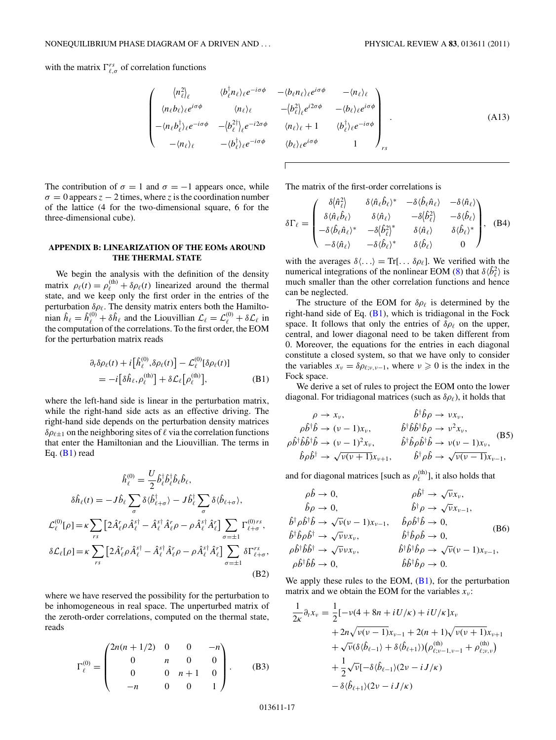with the matrix $\Gamma^{rs}_{\ell,\sigma}$ of correlation functions

$$
\begin{pmatrix}
\langle n_\ell^2\rangle_\ell & \langle b_\ell^\dagger n_\ell\rangle_\ell e^{-i\sigma\phi} & -\langle b_\ell n_\ell\rangle_\ell e^{i\sigma\phi} & -\langle n_\ell\rangle_\ell \\
\langle n_\ell b_\ell\rangle_\ell e^{i\sigma\phi} & \langle n_\ell\rangle_\ell & -\langle b_\ell^2\rangle_\ell e^{i2\sigma\phi} & -\langle b_\ell\rangle_\ell e^{i\sigma\phi} \\
-\langle n_\ell b_\ell^\dagger\rangle_\ell e^{-i\sigma\phi} & -\langle b_\ell^{2\dagger}\rangle_\ell e^{-i2\sigma\phi} & \langle n_\ell\rangle_\ell + 1 & \langle b_\ell^\dagger\rangle_\ell e^{-i\sigma\phi} \\
-\langle n_\ell\rangle_\ell & -\langle b_\ell^\dagger\rangle_\ell e^{-i\sigma\phi} & \langle b_\ell\rangle_\ell e^{i\sigma\phi} & 1
\end{pmatrix}_{rs}. \tag{A13}
$$

The contribution of $\sigma = 1$ and $\sigma = -1$ appears once, while $\sigma = 0$ appears $z - 2$ times, where $z$ is the coordination number of the lattice (4 for the two-dimensional square, 6 for the three-dimensional cube).

## APPENDIX B: LINEARIZATION OF THE EOMs AROUND THE THERMAL STATE

We begin the analysis with the definition of the density matrix $\rho_\ell(t) = \rho_\ell^{(\mathrm{th})} + \delta\rho_\ell(t)$ linearized around the thermal state, and we keep only the first order in the entries of the perturbation $\delta\rho_\ell$. The density matrix enters both the Hamiltonian $\hat{h}_\ell = \hat{h}_\ell^{(0)} + \delta\hat{h}_\ell$ and the Liouvillian $\mathcal{L}_\ell = \mathcal{L}_\ell^{(0)} + \delta\mathcal{L}_\ell$ in the computation of the correlations. To the first order, the EOM for the perturbation matrix reads

$$
\begin{aligned}
\partial_t\delta\rho_\ell(t) + i\big[\hat{h}_\ell^{(0)},\delta\rho_\ell(t)\big] - \mathcal{L}_\ell^{(0)}[\delta\rho_\ell(t)] \\
= -i\big[\delta\hat{h}_\ell,\rho_\ell^{(\mathrm{th})}\big] + \delta\mathcal{L}_\ell\big[\rho_\ell^{(\mathrm{th})}\big],
\end{aligned} \tag{B1}
$$

where the left-hand side is linear in the perturbation matrix, while the right-hand side acts as an effective driving. The right-hand side depends on the perturbation density matrices $\delta\rho_{\ell\pm1}$ on the neighboring sites of $\ell$ via the correlation functions that enter the Hamiltonian and the Liouvillian. The terms in Eq. (B1) read

$$
\begin{aligned}
\hat{h}_\ell^{(0)} &= \frac{U}{2}\hat{b}_\ell^\dagger\hat{b}_\ell^\dagger\hat{b}_\ell\hat{b}_\ell, \\
\delta\hat{h}_\ell(t) &= -J\hat{b}_\ell\sum_\sigma \delta\langle\hat{b}_{\ell+\sigma}^\dagger\rangle - J\hat{b}_\ell^\dagger\sum_\sigma\delta\langle\hat{b}_{\ell+\sigma}\rangle, \\
\mathcal{L}_\ell^{(0)}[\rho] &= \kappa\sum_{rs}\big[2\hat{A}_\ell^r\rho\hat{A}_\ell^{s\dagger} - \hat{A}_\ell^{s\dagger}\hat{A}_\ell^r\rho - \rho\hat{A}_\ell^{s\dagger}\hat{A}_\ell^r\big]\sum_{\sigma=\pm1}\Gamma^{(0)rs}_{\ell+\sigma}, \\
\delta\mathcal{L}_\ell[\rho] &= \kappa\sum_{rs}\big[2\hat{A}_\ell^r\rho\hat{A}_\ell^{s\dagger} - \hat{A}_\ell^{s\dagger}\hat{A}_\ell^r\rho - \rho\hat{A}_\ell^{s\dagger}\hat{A}_\ell^r\big]\sum_{\sigma=\pm1}\delta\Gamma^{rs}_{\ell+\sigma},
\end{aligned} \tag{B2}
$$

where we have reserved the possibility for the perturbation to be inhomogeneous in real space. The unperturbed matrix of the zeroth-order correlations, computed on the thermal state, reads

$$
\Gamma_\ell^{(0)} = \begin{pmatrix}
2n(n+1/2) & 0 & 0 & -n \\
0 & n & 0 & 0 \\
0 & 0 & n+1 & 0 \\
-n & 0 & 0 & 1
\end{pmatrix}. \tag{B3}
$$

The matrix of the first-order correlations is

$$
\delta\Gamma_\ell = \begin{pmatrix}
\delta\langle\hat{n}_\ell^2\rangle & \delta\langle\hat{n}_\ell\hat{b}_\ell\rangle^* & -\delta\langle\hat{b}_\ell\hat{n}_\ell\rangle & -\delta\langle\hat{n}_\ell\rangle \\
\delta\langle\hat{n}_\ell\hat{b}_\ell\rangle & \delta\langle\hat{n}_\ell\rangle & -\delta\langle\hat{b}_\ell^2\rangle & -\delta\langle\hat{b}_\ell\rangle \\
-\delta\langle\hat{b}_\ell\hat{n}_\ell\rangle^* & -\delta\langle\hat{b}_\ell^2\rangle^* & \delta\langle\hat{n}_\ell\rangle & \delta\langle\hat{b}_\ell\rangle^* \\
-\delta\langle\hat{n}_\ell\rangle & -\delta\langle\hat{b}_\ell\rangle^* & \delta\langle\hat{b}_\ell\rangle & 0
\end{pmatrix}, \tag{B4}
$$

with the averages $\delta\langle\ldots\rangle = \mathrm{Tr}[\ldots\,\delta\rho_\ell]$. We verified with the numerical integrations of the nonlinear EOM (8) that $\delta\langle\hat{b}_\ell^2\rangle$ is much smaller than the other correlation functions and hence can be neglected.

The structure of the EOM for $\delta\rho_\ell$ is determined by the right-hand side of Eq. (B1), which is tridiagonal in the Fock space. It follows that only the entries of $\delta\rho_\ell$ on the upper, central, and lower diagonal need to be taken different from 0. Moreover, the equations for the entries in each diagonal constitute a closed system, so that we have only to consider the variables $x_\nu = \delta\rho_{\ell;\nu,\nu-1}$, where $\nu \geqslant 0$ is the index in the Fock space.

We derive a set of rules to project the EOM onto the lower diagonal. For tridiagonal matrices (such as $\delta\rho_\ell$), it holds that

$$
\begin{aligned}
\rho &\to x_\nu, & \hat{b}^\dagger\hat{b}\rho &\to \nu x_\nu, \\
\rho\hat{b}^\dagger\hat{b} &\to (\nu-1)x_\nu, & \hat{b}^\dagger\hat{b}\hat{b}^\dagger\hat{b}\rho &\to \nu^2 x_\nu, \\
\rho\hat{b}^\dagger\hat{b}\hat{b}^\dagger\hat{b} &\to (\nu-1)^2 x_\nu, & \hat{b}^\dagger\hat{b}\rho\hat{b}^\dagger\hat{b} &\to \nu(\nu-1)x_\nu, \\
\hat{b}\rho\hat{b}^\dagger &\to \sqrt{\nu(\nu+1)}x_{\nu+1}, & \hat{b}^\dagger\rho\hat{b} &\to \sqrt{\nu(\nu-1)}x_{\nu-1},
\end{aligned} \tag{B5}
$$

and for diagonal matrices [such as $\rho_\ell^{(\mathrm{th})}$], it also holds that

$$
\begin{aligned}
\rho\hat{b} &\to 0, & \rho\hat{b}^\dagger &\to \sqrt{\nu}x_\nu, \\
\hat{b}\rho &\to 0, & \hat{b}^\dagger\rho &\to \sqrt{\nu}x_{\nu-1}, \\
\hat{b}^\dagger\rho\hat{b}^\dagger\hat{b} &\to \sqrt{\nu}(\nu-1)x_{\nu-1}, & \hat{b}\rho\hat{b}^\dagger\hat{b} &\to 0, \\
\hat{b}^\dagger\hat{b}\rho\hat{b}^\dagger &\to \sqrt{\nu}\nu x_\nu, & \hat{b}^\dagger\hat{b}\rho\hat{b} &\to 0, \\
\rho\hat{b}^\dagger\hat{b}\hat{b}^\dagger &\to \sqrt{\nu}\nu x_\nu, & \hat{b}^\dagger\hat{b}^\dagger\hat{b}\rho &\to \sqrt{\nu}(\nu-1)x_{\nu-1}, \\
\rho\hat{b}^\dagger\hat{b}\hat{b} &\to 0, & \hat{b}\hat{b}^\dagger\hat{b}\rho &\to 0.
\end{aligned} \tag{B6}
$$

We apply these rules to the EOM, (B1), for the perturbation matrix and we obtain the EOM for the variables $x_\nu$:

$$
\begin{aligned}
\frac{1}{2\kappa}\partial_t x_\nu = {} & \frac{1}{2}[-\nu(4+8n+iU/\kappa) + iU/\kappa]x_\nu \\
& + 2n\sqrt{\nu(\nu-1)}x_{\nu-1} + 2(n+1)\sqrt{\nu(\nu+1)}x_{\nu+1} \\
& + \sqrt{\nu}(\delta\langle\hat{b}_{\ell-1}\rangle + \delta\langle\hat{b}_{\ell+1}\rangle)\big(\rho^{(\mathrm{th})}_{\ell;\nu-1,\nu-1} + \rho^{(\mathrm{th})}_{\ell;\nu,\nu}\big) \\
& + \frac{1}{2}\sqrt{\nu}[-\delta\langle\hat{b}_{\ell-1}\rangle(2\nu - iJ/\kappa) \\
& - \delta\langle\hat{b}_{\ell+1}\rangle(2\nu - iJ/\kappa)
\end{aligned}
$$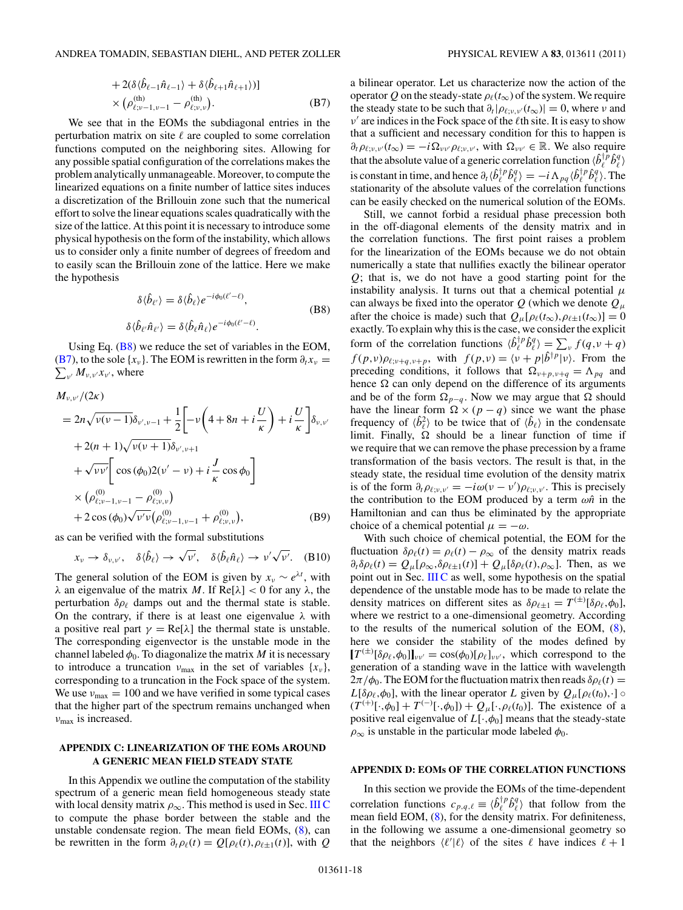$$+2(\delta\langle\hat{b}_{\ell-1}\hat{n}_{\ell-1}\rangle+\delta\langle\hat{b}_{\ell+1}\hat{n}_{\ell+1}\rangle)]$$
$$\times\left(\rho^{(\text{th})}_{\ell;\nu-1,\nu-1}-\rho^{(\text{th})}_{\ell;\nu,\nu}\right). \tag{B7}$$

We see that in the EOMs the subdiagonal entries in the perturbation matrix on site $\ell$ are coupled to some correlation functions computed on the neighboring sites. Allowing for any possible spatial configuration of the correlations makes the problem analytically unmanageable. Moreover, to compute the linearized equations on a finite number of lattice sites induces a discretization of the Brillouin zone such that the numerical effort to solve the linear equations scales quadratically with the size of the lattice. At this point it is necessary to introduce some physical hypothesis on the form of the instability, which allows us to consider only a finite number of degrees of freedom and to easily scan the Brillouin zone of the lattice. Here we make the hypothesis

$$\delta\langle\hat{b}_{\ell'}\rangle=\delta\langle\hat{b}_{\ell}\rangle e^{-i\phi_0(\ell'-\ell)},$$
$$\delta\langle\hat{b}_{\ell'}\hat{n}_{\ell'}\rangle=\delta\langle\hat{b}_{\ell}\hat{n}_{\ell}\rangle e^{-i\phi_0(\ell'-\ell)}. \tag{B8}$$

Using Eq. (B8) we reduce the set of variables in the EOM, (B7), to the sole $\{x_\nu\}$. The EOM is rewritten in the form $\partial_t x_\nu=\sum_{\nu'}M_{\nu,\nu'}x_{\nu'}$, where

$$\begin{aligned}
&M_{\nu,\nu'}/(2\kappa)\\
&=2n\sqrt{\nu(\nu-1)}\delta_{\nu',\nu-1}+\frac{1}{2}\left[-\nu\left(4+8n+i\frac{U}{\kappa}\right)+i\frac{U}{\kappa}\right]\delta_{\nu,\nu'}\\
&\quad+2(n+1)\sqrt{\nu(\nu+1)}\delta_{\nu',\nu+1}\\
&\quad+\sqrt{\nu\nu'}\left[\cos(\phi_0)2(\nu'-\nu)+i\frac{J}{\kappa}\cos\phi_0\right]\\
&\quad\times\left(\rho^{(0)}_{\ell;\nu-1,\nu-1}-\rho^{(0)}_{\ell;\nu,\nu}\right)\\
&\quad+2\cos(\phi_0)\sqrt{\nu'\nu}\left(\rho^{(0)}_{\ell;\nu-1,\nu-1}+\rho^{(0)}_{\ell;\nu,\nu}\right),
\end{aligned} \tag{B9}$$

as can be verified with the formal substitutions

$$x_\nu\to\delta_{\nu,\nu'},\quad\delta\langle\hat{b}_\ell\rangle\to\sqrt{\nu'},\quad\delta\langle\hat{b}_\ell\hat{n}_\ell\rangle\to\nu'\sqrt{\nu'}. \tag{B10}$$

The general solution of the EOM is given by $x_\nu\sim e^{\lambda t}$, with $\lambda$ an eigenvalue of the matrix $M$. If $\text{Re}[\lambda]<0$ for any $\lambda$, the perturbation $\delta\rho_\ell$ damps out and the thermal state is stable. On the contrary, if there is at least one eigenvalue $\lambda$ with a positive real part $\gamma=\text{Re}[\lambda]$ the thermal state is unstable. The corresponding eigenvector is the unstable mode in the channel labeled $\phi_0$. To diagonalize the matrix $M$ it is necessary to introduce a truncation $\nu_{\max}$ in the set of variables $\{x_\nu\}$, corresponding to a truncation in the Fock space of the system. We use $\nu_{\max}=100$ and we have verified in some typical cases that the higher part of the spectrum remains unchanged when $\nu_{\max}$ is increased.

## APPENDIX C: LINEARIZATION OF THE EOMs AROUND A GENERIC MEAN FIELD STEADY STATE

In this Appendix we outline the computation of the stability spectrum of a generic mean field homogeneous steady state with local density matrix $\rho_\infty$. This method is used in Sec. III C to compute the phase border between the stable and the unstable condensate region. The mean field EOMs, (8), can be rewritten in the form $\partial_t\rho_\ell(t)=Q[\rho_\ell(t),\rho_{\ell\pm1}(t)]$, with $Q$ a bilinear operator. Let us characterize now the action of the operator $Q$ on the steady-state $\rho_\ell(t_\infty)$ of the system. We require the steady state to be such that $\partial_t|\rho_{\ell;\nu,\nu'}(t_\infty)|=0$, where $\nu$ and $\nu'$ are indices in the Fock space of the $\ell$th site. It is easy to show that a sufficient and necessary condition for this to happen is $\partial_t\rho_{\ell;\nu,\nu'}(t_\infty)=-i\Omega_{\nu\nu'}\rho_{\ell;\nu,\nu'}$, with $\Omega_{\nu\nu'}\in\mathbb{R}$. We also require that the absolute value of a generic correlation function $\langle\hat{b}^{\dagger p}_\ell\hat{b}^q_\ell\rangle$ is constant in time, and hence $\partial_t\langle\hat{b}^{\dagger p}_\ell\hat{b}^q_\ell\rangle=-i\Lambda_{pq}\langle\hat{b}^{\dagger p}_\ell\hat{b}^q_\ell\rangle$. The stationarity of the absolute values of the correlation functions can be easily checked on the numerical solution of the EOMs.

Still, we cannot forbid a residual phase precession both in the off-diagonal elements of the density matrix and in the correlation functions. The first point raises a problem for the linearization of the EOMs because we do not obtain numerically a state that nullifies exactly the bilinear operator $Q$; that is, we do not have a good starting point for the instability analysis. It turns out that a chemical potential $\mu$ can always be fixed into the operator $Q$ (which we denote $Q_\mu$ after the choice is made) such that $Q_\mu[\rho_\ell(t_\infty),\rho_{\ell\pm1}(t_\infty)]=0$ exactly. To explain why this is the case, we consider the explicit form of the correlation functions $\langle\hat{b}^{\dagger p}_\ell\hat{b}^q_\ell\rangle=\sum_\nu f(q,\nu+q)f(p,\nu)\rho_{\ell;\nu+q,\nu+p}$, with $f(p,\nu)=\langle\nu+p|\hat{b}^{\dagger p}|\nu\rangle$. From the preceding conditions, it follows that $\Omega_{\nu+p,\nu+q}=\Lambda_{pq}$ and hence $\Omega$ can only depend on the difference of its arguments and be of the form $\Omega_{p-q}$. Now we may argue that $\Omega$ should have the linear form $\Omega\times(p-q)$ since we want the phase frequency of $\langle\hat{b}^2_\ell\rangle$ to be twice that of $\langle\hat{b}_\ell\rangle$ in the condensate limit. Finally, $\Omega$ should be a linear function of time if we require that we can remove the phase precession by a frame transformation of the basis vectors. The result is that, in the steady state, the residual time evolution of the density matrix is of the form $\partial_t\rho_{\ell;\nu,\nu'}=-i\omega(\nu-\nu')\rho_{\ell;\nu,\nu'}$. This is precisely the contribution to the EOM produced by a term $\omega\hat{n}$ in the Hamiltonian and can thus be eliminated by the appropriate choice of a chemical potential $\mu=-\omega$.

With such choice of chemical potential, the EOM for the fluctuation $\delta\rho_\ell(t)=\rho_\ell(t)-\rho_\infty$ of the density matrix reads $\partial_t\delta\rho_\ell(t)=Q_\mu[\rho_\infty,\delta\rho_{\ell\pm1}(t)]+Q_\mu[\delta\rho_\ell(t),\rho_\infty]$. Then, as we point out in Sec. III C as well, some hypothesis on the spatial dependence of the unstable mode has to be made to relate the density matrices on different sites as $\delta\rho_{\ell\pm1}=T^{(\pm)}[\delta\rho_\ell,\phi_0]$, where we restrict to a one-dimensional geometry. According to the results of the numerical solution of the EOM, (8), here we consider the stability of the modes defined by $[T^{(\pm)}[\delta\rho_\ell,\phi_0]]_{\nu\nu'}=\cos(\phi_0)[\rho_\ell]_{\nu\nu'}$, which correspond to the generation of a standing wave in the lattice with wavelength $2\pi/\phi_0$. The EOM for the fluctuation matrix then reads $\delta\rho_\ell(t)=L[\delta\rho_\ell,\phi_0]$, with the linear operator $L$ given by $Q_\mu[\rho_\ell(t_0),\cdot]\circ(T^{(+)}[\cdot,\phi_0]+T^{(-)}[\cdot,\phi_0])+Q_\mu[\cdot,\rho_\ell(t_0)]$. The existence of a positive real eigenvalue of $L[\cdot,\phi_0]$ means that the steady-state $\rho_\infty$ is unstable in the particular mode labeled $\phi_0$.

## APPENDIX D: EOMs OF THE CORRELATION FUNCTIONS

In this section we provide the EOMs of the time-dependent correlation functions $c_{p,q,\ell}\equiv\langle\hat{b}^{\dagger p}_\ell\hat{b}^q_\ell\rangle$ that follow from the mean field EOM, (8), for the density matrix. For definiteness, in the following we assume a one-dimensional geometry so that the neighbors $\langle\ell'|\ell\rangle$ of the sites $\ell$ have indices $\ell+1$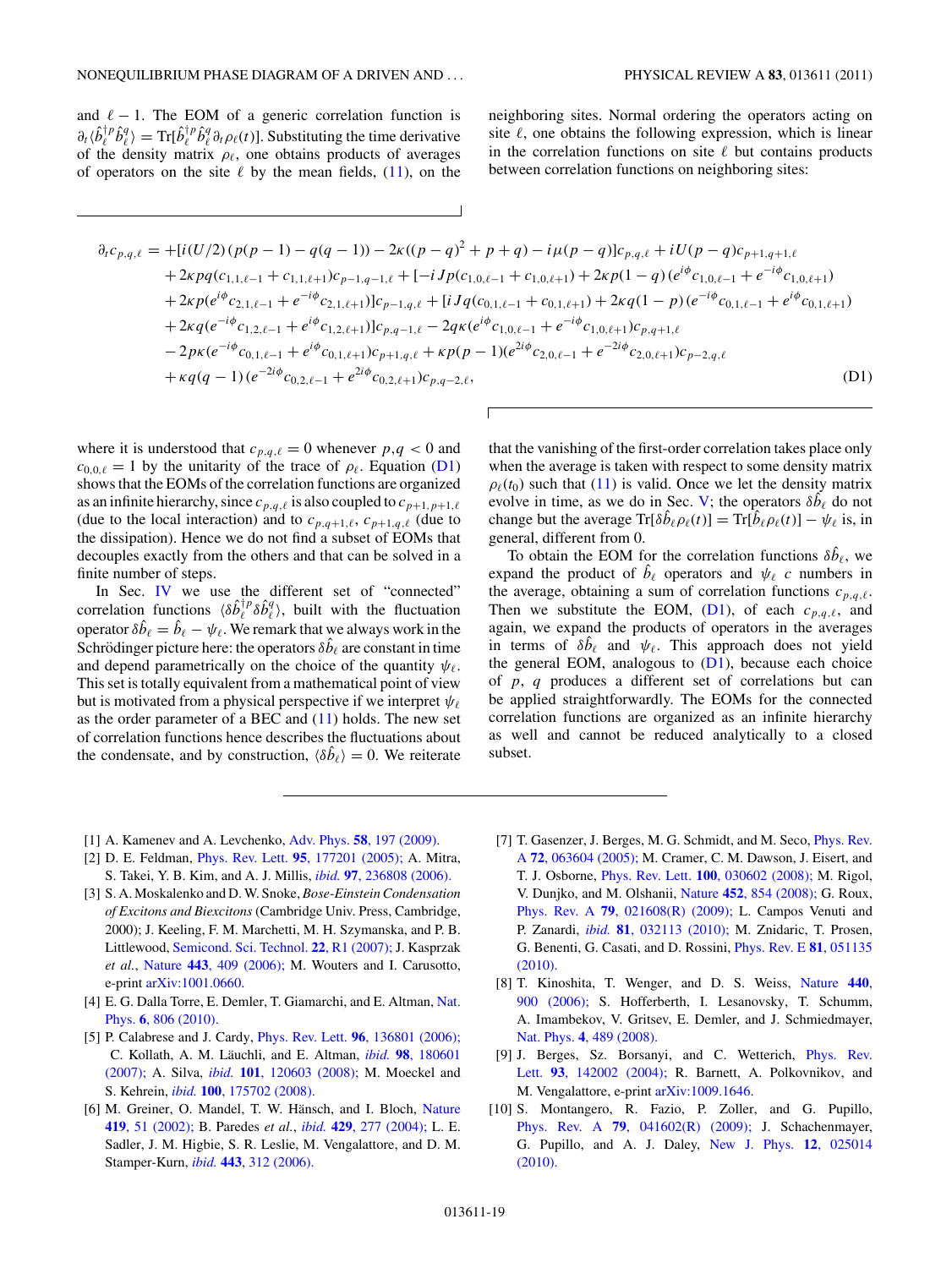and $\ell - 1$. The EOM of a generic correlation function is $\partial_t \langle \hat{b}_\ell^{\dagger p} \hat{b}_\ell^q \rangle = \mathrm{Tr}[\hat{b}_\ell^{\dagger p} \hat{b}_\ell^q \partial_t \rho_\ell(t)]$. Substituting the time derivative of the density matrix $\rho_\ell$, one obtains products of averages of operators on the site $\ell$ by the mean fields, (11), on the neighboring sites. Normal ordering the operators acting on site $\ell$, one obtains the following expression, which is linear in the correlation functions on site $\ell$ but contains products between correlation functions on neighboring sites:

$$
\begin{aligned}
\partial_t c_{p,q,\ell} = &+[i(U/2)(p(p-1) - q(q-1)) - 2\kappa((p-q)^2 + p + q) - i\mu(p-q)]c_{p,q,\ell} + iU(p-q)c_{p+1,q+1,\ell} \\
&+ 2\kappa pq(c_{1,1,\ell-1} + c_{1,1,\ell+1})c_{p-1,q-1,\ell} + [-iJp(c_{1,0,\ell-1} + c_{1,0,\ell+1}) + 2\kappa p(1-q)(e^{i\phi}c_{1,0,\ell-1} + e^{-i\phi}c_{1,0,\ell+1}) \\
&+ 2\kappa p(e^{i\phi}c_{2,1,\ell-1} + e^{-i\phi}c_{2,1,\ell+1})]c_{p-1,q,\ell} + [iJq(c_{0,1,\ell-1} + c_{0,1,\ell+1}) + 2\kappa q(1-p)(e^{-i\phi}c_{0,1,\ell-1} + e^{i\phi}c_{0,1,\ell+1}) \\
&+ 2\kappa q(e^{-i\phi}c_{1,2,\ell-1} + e^{i\phi}c_{1,2,\ell+1})]c_{p,q-1,\ell} - 2q\kappa(e^{i\phi}c_{1,0,\ell-1} + e^{-i\phi}c_{1,0,\ell+1})c_{p,q+1,\ell} \\
&- 2p\kappa(e^{-i\phi}c_{0,1,\ell-1} + e^{i\phi}c_{0,1,\ell+1})c_{p+1,q,\ell} + \kappa p(p-1)(e^{2i\phi}c_{2,0,\ell-1} + e^{-2i\phi}c_{2,0,\ell+1})c_{p-2,q,\ell} \\
&+ \kappa q(q-1)(e^{-2i\phi}c_{0,2,\ell-1} + e^{2i\phi}c_{0,2,\ell+1})c_{p,q-2,\ell},
\end{aligned}
\tag{D1}
$$

where it is understood that $c_{p,q,\ell} = 0$ whenever $p,q < 0$ and $c_{0,0,\ell} = 1$ by the unitarity of the trace of $\rho_\ell$. Equation (D1) shows that the EOMs of the correlation functions are organized as an infinite hierarchy, since $c_{p,q,\ell}$ is also coupled to $c_{p+1,p+1,\ell}$ (due to the local interaction) and to $c_{p,q+1,\ell}$, $c_{p+1,q,\ell}$ (due to the dissipation). Hence we do not find a subset of EOMs that decouples exactly from the others and that can be solved in a finite number of steps.

In Sec. IV we use the different set of "connected" correlation functions $\langle \delta\hat{b}_\ell^{\dagger p} \delta\hat{b}_\ell^q \rangle$, built with the fluctuation operator $\delta\hat{b}_\ell = \hat{b}_\ell - \psi_\ell$. We remark that we always work in the Schrödinger picture here: the operators $\delta\hat{b}_\ell$ are constant in time and depend parametrically on the choice of the quantity $\psi_\ell$. This set is totally equivalent from a mathematical point of view but is motivated from a physical perspective if we interpret $\psi_\ell$ as the order parameter of a BEC and (11) holds. The new set of correlation functions hence describes the fluctuations about the condensate, and by construction, $\langle \delta\hat{b}_\ell \rangle = 0$. We reiterate that the vanishing of the first-order correlation takes place only when the average is taken with respect to some density matrix $\rho_\ell(t_0)$ such that (11) is valid. Once we let the density matrix evolve in time, as we do in Sec. V; the operators $\delta\hat{b}_\ell$ do not change but the average $\mathrm{Tr}[\delta\hat{b}_\ell \rho_\ell(t)] = \mathrm{Tr}[\hat{b}_\ell \rho_\ell(t)] - \psi_\ell$ is, in general, different from 0.

To obtain the EOM for the correlation functions $\delta\hat{b}_\ell$, we expand the product of $\hat{b}_\ell$ operators and $\psi_\ell$ $c$ numbers in the average, obtaining a sum of correlation functions $c_{p,q,\ell}$. Then we substitute the EOM, (D1), of each $c_{p,q,\ell}$, and again, we expand the products of operators in the averages in terms of $\delta\hat{b}_\ell$ and $\psi_\ell$. This approach does not yield the general EOM, analogous to (D1), because each choice of $p$, $q$ produces a different set of correlations but can be applied straightforwardly. The EOMs for the connected correlation functions are organized as an infinite hierarchy as well and cannot be reduced analytically to a closed subset.

[1] A. Kamenev and A. Levchenko, Adv. Phys. **58**, 197 (2009).

[2] D. E. Feldman, Phys. Rev. Lett. **95**, 177201 (2005); A. Mitra, S. Takei, Y. B. Kim, and A. J. Millis, *ibid.* **97**, 236808 (2006).

[3] S. A. Moskalenko and D. W. Snoke, *Bose-Einstein Condensation of Excitons and Biexcitons* (Cambridge Univ. Press, Cambridge, 2000); J. Keeling, F. M. Marchetti, M. H. Szymanska, and P. B. Littlewood, Semicond. Sci. Technol. **22**, R1 (2007); J. Kasprzak *et al.*, Nature **443**, 409 (2006); M. Wouters and I. Carusotto, e-print arXiv:1001.0660.

[4] E. G. Dalla Torre, E. Demler, T. Giamarchi, and E. Altman, Nat. Phys. **6**, 806 (2010).

[5] P. Calabrese and J. Cardy, Phys. Rev. Lett. **96**, 136801 (2006); C. Kollath, A. M. Läuchli, and E. Altman, *ibid.* **98**, 180601 (2007); A. Silva, *ibid.* **101**, 120603 (2008); M. Moeckel and S. Kehrein, *ibid.* **100**, 175702 (2008).

[6] M. Greiner, O. Mandel, T. W. Hänsch, and I. Bloch, Nature **419**, 51 (2002); B. Paredes *et al.*, *ibid.* **429**, 277 (2004); L. E. Sadler, J. M. Higbie, S. R. Leslie, M. Vengalattore, and D. M. Stamper-Kurn, *ibid.* **443**, 312 (2006).

[7] T. Gasenzer, J. Berges, M. G. Schmidt, and M. Seco, Phys. Rev. A **72**, 063604 (2005); M. Cramer, C. M. Dawson, J. Eisert, and T. J. Osborne, Phys. Rev. Lett. **100**, 030602 (2008); M. Rigol, V. Dunjko, and M. Olshanii, Nature **452**, 854 (2008); G. Roux, Phys. Rev. A **79**, 021608(R) (2009); L. Campos Venuti and P. Zanardi, *ibid.* **81**, 032113 (2010); M. Znidaric, T. Prosen, G. Benenti, G. Casati, and D. Rossini, Phys. Rev. E **81**, 051135 (2010).

[8] T. Kinoshita, T. Wenger, and D. S. Weiss, Nature **440**, 900 (2006); S. Hofferberth, I. Lesanovsky, T. Schumm, A. Imambekov, V. Gritsev, E. Demler, and J. Schmiedmayer, Nat. Phys. **4**, 489 (2008).

[9] J. Berges, Sz. Borsanyi, and C. Wetterich, Phys. Rev. Lett. **93**, 142002 (2004); R. Barnett, A. Polkovnikov, and M. Vengalattore, e-print arXiv:1009.1646.

[10] S. Montangero, R. Fazio, P. Zoller, and G. Pupillo, Phys. Rev. A **79**, 041602(R) (2009); J. Schachenmayer, G. Pupillo, and A. J. Daley, New J. Phys. **12**, 025014 (2010).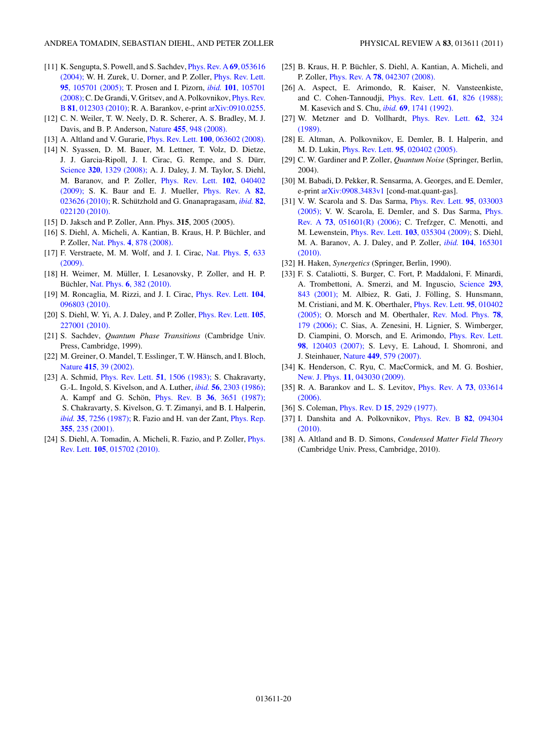[11] K. Sengupta, S. Powell, and S. Sachdev, Phys. Rev. A **69**, 053616 (2004); W. H. Zurek, U. Dorner, and P. Zoller, Phys. Rev. Lett. **95**, 105701 (2005); T. Prosen and I. Pizorn, *ibid.* **101**, 105701 (2008); C. De Grandi, V. Gritsev, and A. Polkovnikov, Phys. Rev. B **81**, 012303 (2010); R. A. Barankov, e-print arXiv:0910.0255.

[12] C. N. Weiler, T. W. Neely, D. R. Scherer, A. S. Bradley, M. J. Davis, and B. P. Anderson, Nature **455**, 948 (2008).

[13] A. Altland and V. Gurarie, Phys. Rev. Lett. **100**, 063602 (2008).

[14] N. Syassen, D. M. Bauer, M. Lettner, T. Volz, D. Dietze, J. J. Garcia-Ripoll, J. I. Cirac, G. Rempe, and S. Dürr, Science **320**, 1329 (2008); A. J. Daley, J. M. Taylor, S. Diehl, M. Baranov, and P. Zoller, Phys. Rev. Lett. **102**, 040402 (2009); S. K. Baur and E. J. Mueller, Phys. Rev. A **82**, 023626 (2010); R. Schützhold and G. Gnanapragasam, *ibid.* **82**, 022120 (2010).

[15] D. Jaksch and P. Zoller, Ann. Phys. **315**, 2005 (2005).

[16] S. Diehl, A. Micheli, A. Kantian, B. Kraus, H. P. Büchler, and P. Zoller, Nat. Phys. **4**, 878 (2008).

[17] F. Verstraete, M. M. Wolf, and J. I. Cirac, Nat. Phys. **5**, 633 (2009).

[18] H. Weimer, M. Müller, I. Lesanovsky, P. Zoller, and H. P. Büchler, Nat. Phys. **6**, 382 (2010).

[19] M. Roncaglia, M. Rizzi, and J. I. Cirac, Phys. Rev. Lett. **104**, 096803 (2010).

[20] S. Diehl, W. Yi, A. J. Daley, and P. Zoller, Phys. Rev. Lett. **105**, 227001 (2010).

[21] S. Sachdev, *Quantum Phase Transitions* (Cambridge Univ. Press, Cambridge, 1999).

[22] M. Greiner, O. Mandel, T. Esslinger, T. W. Hänsch, and I. Bloch, Nature **415**, 39 (2002).

[23] A. Schmid, Phys. Rev. Lett. **51**, 1506 (1983); S. Chakravarty, G.-L. Ingold, S. Kivelson, and A. Luther, *ibid.* **56**, 2303 (1986); A. Kampf and G. Schön, Phys. Rev. B **36**, 3651 (1987); S. Chakravarty, S. Kivelson, G. T. Zimanyi, and B. I. Halperin, *ibid.* **35**, 7256 (1987); R. Fazio and H. van der Zant, Phys. Rep. **355**, 235 (2001).

[24] S. Diehl, A. Tomadin, A. Micheli, R. Fazio, and P. Zoller, Phys. Rev. Lett. **105**, 015702 (2010).

[25] B. Kraus, H. P. Büchler, S. Diehl, A. Kantian, A. Micheli, and P. Zoller, Phys. Rev. A **78**, 042307 (2008).

[26] A. Aspect, E. Arimondo, R. Kaiser, N. Vansteenkiste, and C. Cohen-Tannoudji, Phys. Rev. Lett. **61**, 826 (1988); M. Kasevich and S. Chu, *ibid.* **69**, 1741 (1992).

[27] W. Metzner and D. Vollhardt, Phys. Rev. Lett. **62**, 324 (1989).

[28] E. Altman, A. Polkovnikov, E. Demler, B. I. Halperin, and M. D. Lukin, Phys. Rev. Lett. **95**, 020402 (2005).

[29] C. W. Gardiner and P. Zoller, *Quantum Noise* (Springer, Berlin, 2004).

[30] M. Babadi, D. Pekker, R. Sensarma, A. Georges, and E. Demler, e-print arXiv:0908.3483v1 [cond-mat.quant-gas].

[31] V. W. Scarola and S. Das Sarma, Phys. Rev. Lett. **95**, 033003 (2005); V. W. Scarola, E. Demler, and S. Das Sarma, Phys. Rev. A **73**, 051601(R) (2006); C. Trefzger, C. Menotti, and M. Lewenstein, Phys. Rev. Lett. **103**, 035304 (2009); S. Diehl, M. A. Baranov, A. J. Daley, and P. Zoller, *ibid.* **104**, 165301 (2010).

[32] H. Haken, *Synergetics* (Springer, Berlin, 1990).

[33] F. S. Cataliotti, S. Burger, C. Fort, P. Maddaloni, F. Minardi, A. Trombettoni, A. Smerzi, and M. Inguscio, Science **293**, 843 (2001); M. Albiez, R. Gati, J. Fölling, S. Hunsmann, M. Cristiani, and M. K. Oberthaler, Phys. Rev. Lett. **95**, 010402 (2005); O. Morsch and M. Oberthaler, Rev. Mod. Phys. **78**, 179 (2006); C. Sias, A. Zenesini, H. Lignier, S. Wimberger, D. Ciampini, O. Morsch, and E. Arimondo, Phys. Rev. Lett. **98**, 120403 (2007); S. Levy, E. Lahoud, I. Shomroni, and J. Steinhauer, Nature **449**, 579 (2007).

[34] K. Henderson, C. Ryu, C. MacCormick, and M. G. Boshier, New. J. Phys. **11**, 043030 (2009).

[35] R. A. Barankov and L. S. Levitov, Phys. Rev. A **73**, 033614 (2006).

[36] S. Coleman, Phys. Rev. D **15**, 2929 (1977).

[37] I. Danshita and A. Polkovnikov, Phys. Rev. B **82**, 094304 (2010).

[38] A. Altland and B. D. Simons, *Condensed Matter Field Theory* (Cambridge Univ. Press, Cambridge, 2010).